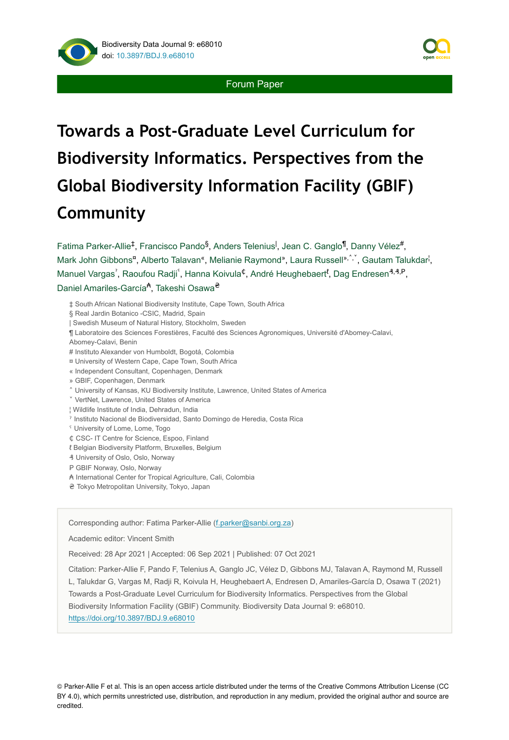Forum Paper

# Towards a Post-Graduate Level Curriculum for Biodiversity Informatics. Perspectives from the Global Biodiversity Information Facility (GBIF) Community

Fatima Parker-Allie[‡], Francisco Pando[§], Anders Telenius[|], Jean C. Ganglo[¶], Danny Vélez[#], Mark John Gibbons[¤], Alberto Talavan[«], Melianie Raymond[»], Laura Russell[»,˄,˅], Gautam Talukdar[¦], Manuel Vargas[ˀ], Raoufou Radji[ˁ], Hanna Koivula[₵], André Heughebaert[ℓ], Dag Endresen[₰,₰,₱], Daniel Amariles-García[₳], Takeshi Osawa[₴]

‡ South African National Biodiversity Institute, Cape Town, South Africa
§ Real Jardin Botanico -CSIC, Madrid, Spain
| Swedish Museum of Natural History, Stockholm, Sweden
¶ Laboratoire des Sciences Forestières, Faculté des Sciences Agronomiques, Université d'Abomey-Calavi, Abomey-Calavi, Benin
# Instituto Alexander von Humboldt, Bogotá, Colombia
¤ University of Western Cape, Cape Town, South Africa
« Independent Consultant, Copenhagen, Denmark
» GBIF, Copenhagen, Denmark
˄ University of Kansas, KU Biodiversity Institute, Lawrence, United States of America
˅ VertNet, Lawrence, United States of America
¦ Wildlife Institute of India, Dehradun, India
ˀ Instituto Nacional de Biodiversidad, Santo Domingo de Heredia, Costa Rica
ˁ University of Lome, Lome, Togo
₵ CSC- IT Centre for Science, Espoo, Finland
ℓ Belgian Biodiversity Platform, Bruxelles, Belgium
₰ University of Oslo, Oslo, Norway
₱ GBIF Norway, Oslo, Norway
₳ International Center for Tropical Agriculture, Cali, Colombia
₴ Tokyo Metropolitan University, Tokyo, Japan

Corresponding author: Fatima Parker-Allie (f.parker@sanbi.org.za)

Academic editor: Vincent Smith

Received: 28 Apr 2021 | Accepted: 06 Sep 2021 | Published: 07 Oct 2021

Citation: Parker-Allie F, Pando F, Telenius A, Ganglo JC, Vélez D, Gibbons MJ, Talavan A, Raymond M, Russell L, Talukdar G, Vargas M, Radji R, Koivula H, Heughebaert A, Endresen D, Amariles-García D, Osawa T (2021) Towards a Post-Graduate Level Curriculum for Biodiversity Informatics. Perspectives from the Global Biodiversity Information Facility (GBIF) Community. Biodiversity Data Journal 9: e68010. https://doi.org/10.3897/BDJ.9.e68010

© Parker-Allie F et al. This is an open access article distributed under the terms of the Creative Commons Attribution License (CC BY 4.0), which permits unrestricted use, distribution, and reproduction in any medium, provided the original author and source are credited.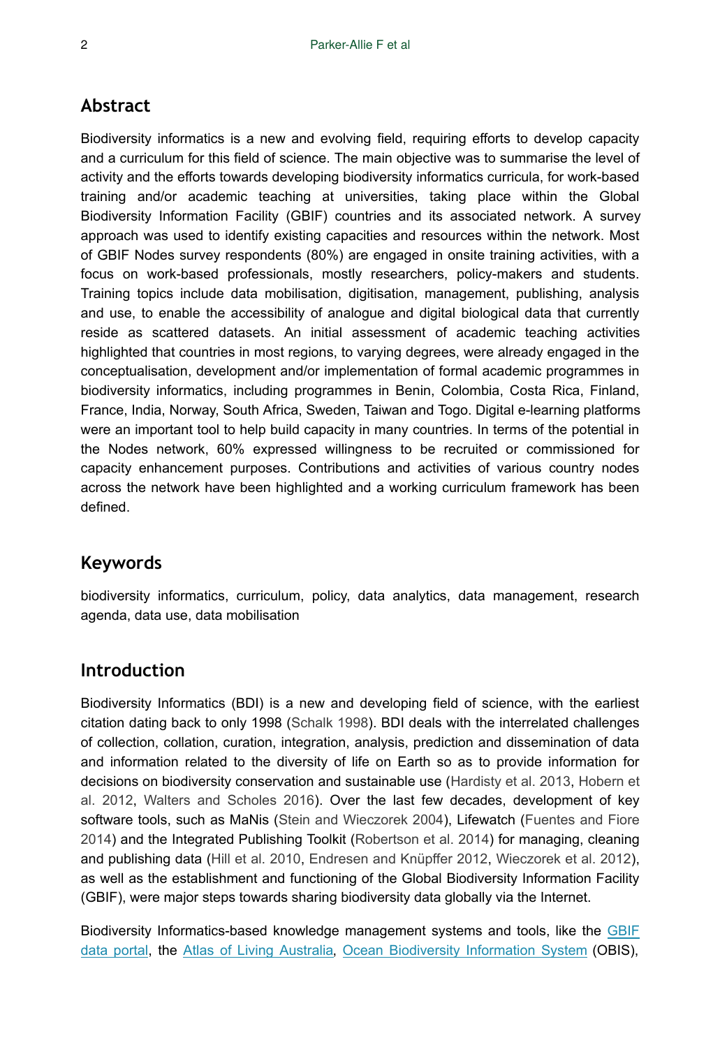## Abstract

Biodiversity informatics is a new and evolving field, requiring efforts to develop capacity and a curriculum for this field of science. The main objective was to summarise the level of activity and the efforts towards developing biodiversity informatics curricula, for work-based training and/or academic teaching at universities, taking place within the Global Biodiversity Information Facility (GBIF) countries and its associated network. A survey approach was used to identify existing capacities and resources within the network. Most of GBIF Nodes survey respondents (80%) are engaged in onsite training activities, with a focus on work-based professionals, mostly researchers, policy-makers and students. Training topics include data mobilisation, digitisation, management, publishing, analysis and use, to enable the accessibility of analogue and digital biological data that currently reside as scattered datasets. An initial assessment of academic teaching activities highlighted that countries in most regions, to varying degrees, were already engaged in the conceptualisation, development and/or implementation of formal academic programmes in biodiversity informatics, including programmes in Benin, Colombia, Costa Rica, Finland, France, India, Norway, South Africa, Sweden, Taiwan and Togo. Digital e-learning platforms were an important tool to help build capacity in many countries. In terms of the potential in the Nodes network, 60% expressed willingness to be recruited or commissioned for capacity enhancement purposes. Contributions and activities of various country nodes across the network have been highlighted and a working curriculum framework has been defined.

## Keywords

biodiversity informatics, curriculum, policy, data analytics, data management, research agenda, data use, data mobilisation

## Introduction

Biodiversity Informatics (BDI) is a new and developing field of science, with the earliest citation dating back to only 1998 (Schalk 1998). BDI deals with the interrelated challenges of collection, collation, curation, integration, analysis, prediction and dissemination of data and information related to the diversity of life on Earth so as to provide information for decisions on biodiversity conservation and sustainable use (Hardisty et al. 2013, Hobern et al. 2012, Walters and Scholes 2016). Over the last few decades, development of key software tools, such as MaNis (Stein and Wieczorek 2004), Lifewatch (Fuentes and Fiore 2014) and the Integrated Publishing Toolkit (Robertson et al. 2014) for managing, cleaning and publishing data (Hill et al. 2010, Endresen and Knüpffer 2012, Wieczorek et al. 2012), as well as the establishment and functioning of the Global Biodiversity Information Facility (GBIF), were major steps towards sharing biodiversity data globally via the Internet.

Biodiversity Informatics-based knowledge management systems and tools, like the GBIF data portal, the Atlas of Living Australia, Ocean Biodiversity Information System (OBIS),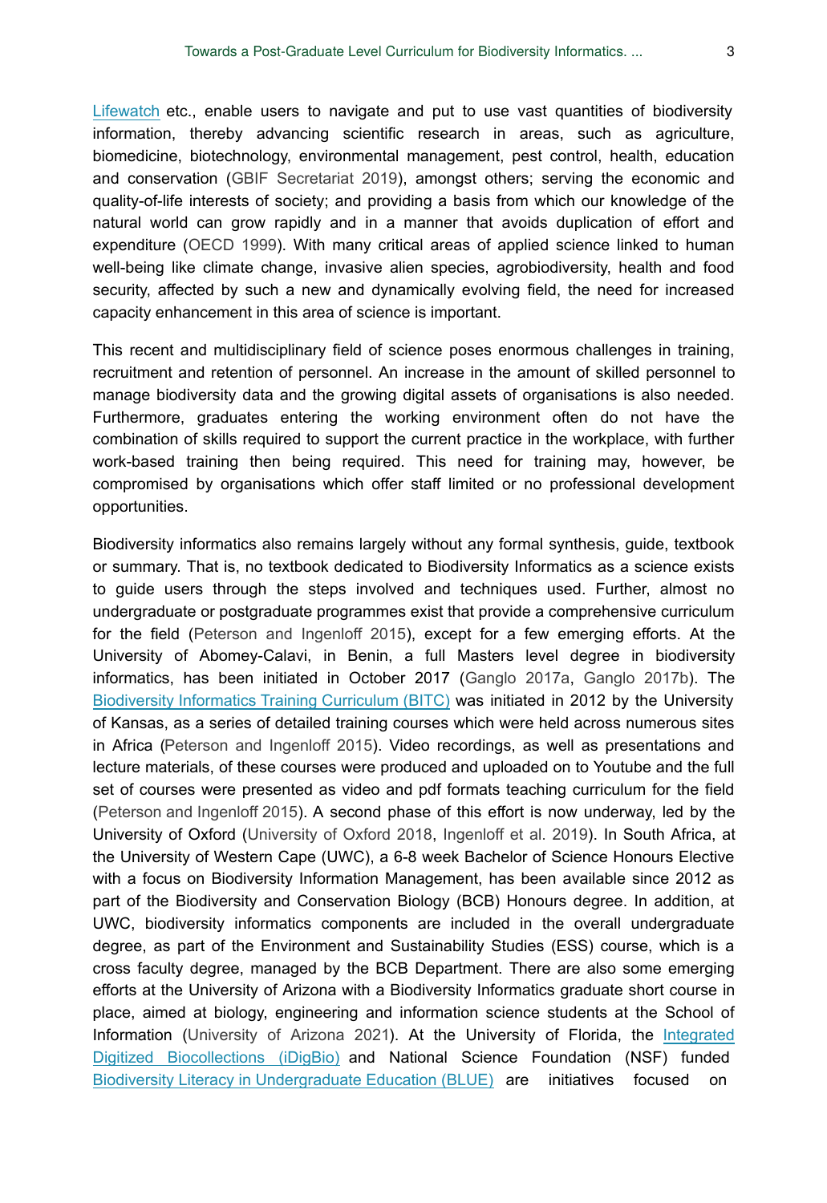Lifewatch etc., enable users to navigate and put to use vast quantities of biodiversity information, thereby advancing scientific research in areas, such as agriculture, biomedicine, biotechnology, environmental management, pest control, health, education and conservation (GBIF Secretariat 2019), amongst others; serving the economic and quality-of-life interests of society; and providing a basis from which our knowledge of the natural world can grow rapidly and in a manner that avoids duplication of effort and expenditure (OECD 1999). With many critical areas of applied science linked to human well-being like climate change, invasive alien species, agrobiodiversity, health and food security, affected by such a new and dynamically evolving field, the need for increased capacity enhancement in this area of science is important.

This recent and multidisciplinary field of science poses enormous challenges in training, recruitment and retention of personnel. An increase in the amount of skilled personnel to manage biodiversity data and the growing digital assets of organisations is also needed. Furthermore, graduates entering the working environment often do not have the combination of skills required to support the current practice in the workplace, with further work-based training then being required. This need for training may, however, be compromised by organisations which offer staff limited or no professional development opportunities.

Biodiversity informatics also remains largely without any formal synthesis, guide, textbook or summary. That is, no textbook dedicated to Biodiversity Informatics as a science exists to guide users through the steps involved and techniques used. Further, almost no undergraduate or postgraduate programmes exist that provide a comprehensive curriculum for the field (Peterson and Ingenloff 2015), except for a few emerging efforts. At the University of Abomey-Calavi, in Benin, a full Masters level degree in biodiversity informatics, has been initiated in October 2017 (Ganglo 2017a, Ganglo 2017b). The Biodiversity Informatics Training Curriculum (BITC) was initiated in 2012 by the University of Kansas, as a series of detailed training courses which were held across numerous sites in Africa (Peterson and Ingenloff 2015). Video recordings, as well as presentations and lecture materials, of these courses were produced and uploaded on to Youtube and the full set of courses were presented as video and pdf formats teaching curriculum for the field (Peterson and Ingenloff 2015). A second phase of this effort is now underway, led by the University of Oxford (University of Oxford 2018, Ingenloff et al. 2019). In South Africa, at the University of Western Cape (UWC), a 6-8 week Bachelor of Science Honours Elective with a focus on Biodiversity Information Management, has been available since 2012 as part of the Biodiversity and Conservation Biology (BCB) Honours degree. In addition, at UWC, biodiversity informatics components are included in the overall undergraduate degree, as part of the Environment and Sustainability Studies (ESS) course, which is a cross faculty degree, managed by the BCB Department. There are also some emerging efforts at the University of Arizona with a Biodiversity Informatics graduate short course in place, aimed at biology, engineering and information science students at the School of Information (University of Arizona 2021). At the University of Florida, the Integrated Digitized Biocollections (iDigBio) and National Science Foundation (NSF) funded Biodiversity Literacy in Undergraduate Education (BLUE) are initiatives focused on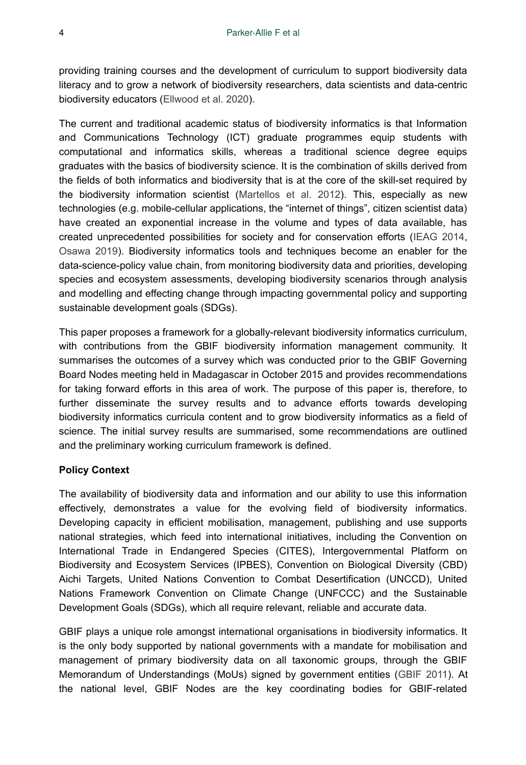providing training courses and the development of curriculum to support biodiversity data literacy and to grow a network of biodiversity researchers, data scientists and data-centric biodiversity educators (Ellwood et al. 2020).

The current and traditional academic status of biodiversity informatics is that Information and Communications Technology (ICT) graduate programmes equip students with computational and informatics skills, whereas a traditional science degree equips graduates with the basics of biodiversity science. It is the combination of skills derived from the fields of both informatics and biodiversity that is at the core of the skill-set required by the biodiversity information scientist (Martellos et al. 2012). This, especially as new technologies (e.g. mobile-cellular applications, the "internet of things", citizen scientist data) have created an exponential increase in the volume and types of data available, has created unprecedented possibilities for society and for conservation efforts (IEAG 2014, Osawa 2019). Biodiversity informatics tools and techniques become an enabler for the data-science-policy value chain, from monitoring biodiversity data and priorities, developing species and ecosystem assessments, developing biodiversity scenarios through analysis and modelling and effecting change through impacting governmental policy and supporting sustainable development goals (SDGs).

This paper proposes a framework for a globally-relevant biodiversity informatics curriculum, with contributions from the GBIF biodiversity information management community. It summarises the outcomes of a survey which was conducted prior to the GBIF Governing Board Nodes meeting held in Madagascar in October 2015 and provides recommendations for taking forward efforts in this area of work. The purpose of this paper is, therefore, to further disseminate the survey results and to advance efforts towards developing biodiversity informatics curricula content and to grow biodiversity informatics as a field of science. The initial survey results are summarised, some recommendations are outlined and the preliminary working curriculum framework is defined.

**Policy Context**

The availability of biodiversity data and information and our ability to use this information effectively, demonstrates a value for the evolving field of biodiversity informatics. Developing capacity in efficient mobilisation, management, publishing and use supports national strategies, which feed into international initiatives, including the Convention on International Trade in Endangered Species (CITES), Intergovernmental Platform on Biodiversity and Ecosystem Services (IPBES), Convention on Biological Diversity (CBD) Aichi Targets, United Nations Convention to Combat Desertification (UNCCD), United Nations Framework Convention on Climate Change (UNFCCC) and the Sustainable Development Goals (SDGs), which all require relevant, reliable and accurate data.

GBIF plays a unique role amongst international organisations in biodiversity informatics. It is the only body supported by national governments with a mandate for mobilisation and management of primary biodiversity data on all taxonomic groups, through the GBIF Memorandum of Understandings (MoUs) signed by government entities (GBIF 2011). At the national level, GBIF Nodes are the key coordinating bodies for GBIF-related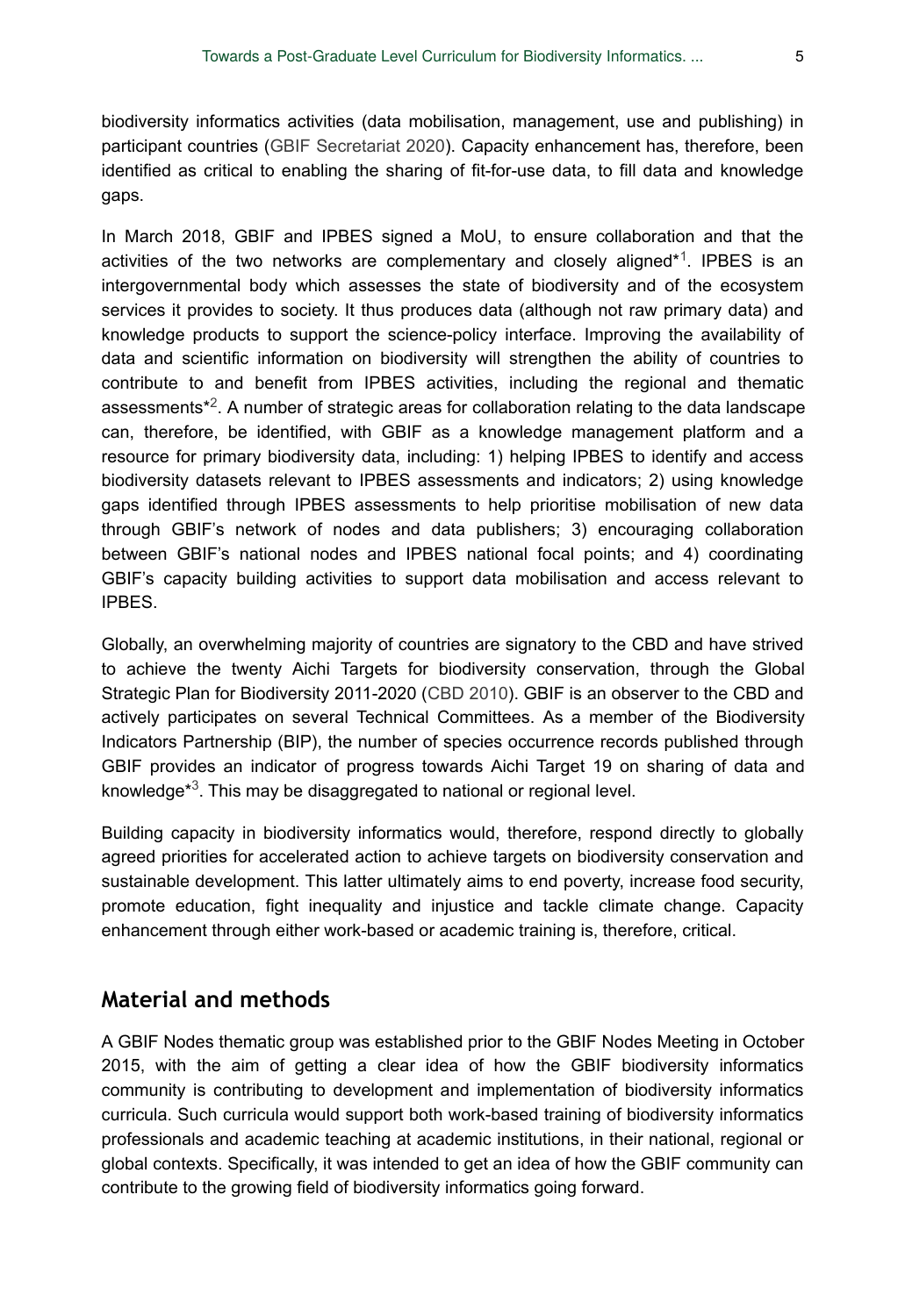biodiversity informatics activities (data mobilisation, management, use and publishing) in participant countries (GBIF Secretariat 2020). Capacity enhancement has, therefore, been identified as critical to enabling the sharing of fit-for-use data, to fill data and knowledge gaps.

In March 2018, GBIF and IPBES signed a MoU, to ensure collaboration and that the activities of the two networks are complementary and closely aligned*[1]. IPBES is an intergovernmental body which assesses the state of biodiversity and of the ecosystem services it provides to society. It thus produces data (although not raw primary data) and knowledge products to support the science-policy interface. Improving the availability of data and scientific information on biodiversity will strengthen the ability of countries to contribute to and benefit from IPBES activities, including the regional and thematic assessments*[2]. A number of strategic areas for collaboration relating to the data landscape can, therefore, be identified, with GBIF as a knowledge management platform and a resource for primary biodiversity data, including: 1) helping IPBES to identify and access biodiversity datasets relevant to IPBES assessments and indicators; 2) using knowledge gaps identified through IPBES assessments to help prioritise mobilisation of new data through GBIF's network of nodes and data publishers; 3) encouraging collaboration between GBIF's national nodes and IPBES national focal points; and 4) coordinating GBIF's capacity building activities to support data mobilisation and access relevant to IPBES.

Globally, an overwhelming majority of countries are signatory to the CBD and have strived to achieve the twenty Aichi Targets for biodiversity conservation, through the Global Strategic Plan for Biodiversity 2011-2020 (CBD 2010). GBIF is an observer to the CBD and actively participates on several Technical Committees. As a member of the Biodiversity Indicators Partnership (BIP), the number of species occurrence records published through GBIF provides an indicator of progress towards Aichi Target 19 on sharing of data and knowledge*[3]. This may be disaggregated to national or regional level.

Building capacity in biodiversity informatics would, therefore, respond directly to globally agreed priorities for accelerated action to achieve targets on biodiversity conservation and sustainable development. This latter ultimately aims to end poverty, increase food security, promote education, fight inequality and injustice and tackle climate change. Capacity enhancement through either work-based or academic training is, therefore, critical.

## Material and methods

A GBIF Nodes thematic group was established prior to the GBIF Nodes Meeting in October 2015, with the aim of getting a clear idea of how the GBIF biodiversity informatics community is contributing to development and implementation of biodiversity informatics curricula. Such curricula would support both work-based training of biodiversity informatics professionals and academic teaching at academic institutions, in their national, regional or global contexts. Specifically, it was intended to get an idea of how the GBIF community can contribute to the growing field of biodiversity informatics going forward.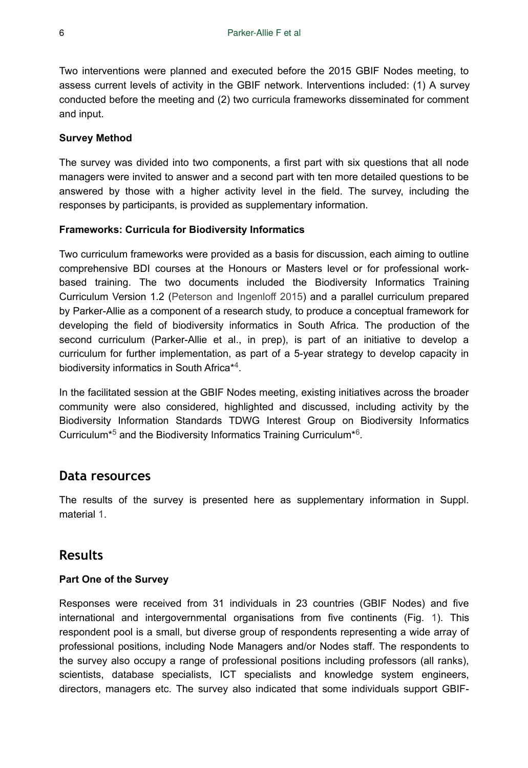Two interventions were planned and executed before the 2015 GBIF Nodes meeting, to assess current levels of activity in the GBIF network. Interventions included: (1) A survey conducted before the meeting and (2) two curricula frameworks disseminated for comment and input.

### Survey Method

The survey was divided into two components, a first part with six questions that all node managers were invited to answer and a second part with ten more detailed questions to be answered by those with a higher activity level in the field. The survey, including the responses by participants, is provided as supplementary information.

### Frameworks: Curricula for Biodiversity Informatics

Two curriculum frameworks were provided as a basis for discussion, each aiming to outline comprehensive BDI courses at the Honours or Masters level or for professional work-based training. The two documents included the Biodiversity Informatics Training Curriculum Version 1.2 (Peterson and Ingenloff 2015) and a parallel curriculum prepared by Parker-Allie as a component of a research study, to produce a conceptual framework for developing the field of biodiversity informatics in South Africa. The production of the second curriculum (Parker-Allie et al., in prep), is part of an initiative to develop a curriculum for further implementation, as part of a 5-year strategy to develop capacity in biodiversity informatics in South Africa*[4].

In the facilitated session at the GBIF Nodes meeting, existing initiatives across the broader community were also considered, highlighted and discussed, including activity by the Biodiversity Information Standards TDWG Interest Group on Biodiversity Informatics Curriculum*[5] and the Biodiversity Informatics Training Curriculum*[6].

## Data resources

The results of the survey is presented here as supplementary information in Suppl. material 1.

## Results

### Part One of the Survey

Responses were received from 31 individuals in 23 countries (GBIF Nodes) and five international and intergovernmental organisations from five continents (Fig. 1). This respondent pool is a small, but diverse group of respondents representing a wide array of professional positions, including Node Managers and/or Nodes staff. The respondents to the survey also occupy a range of professional positions including professors (all ranks), scientists, database specialists, ICT specialists and knowledge system engineers, directors, managers etc. The survey also indicated that some individuals support GBIF-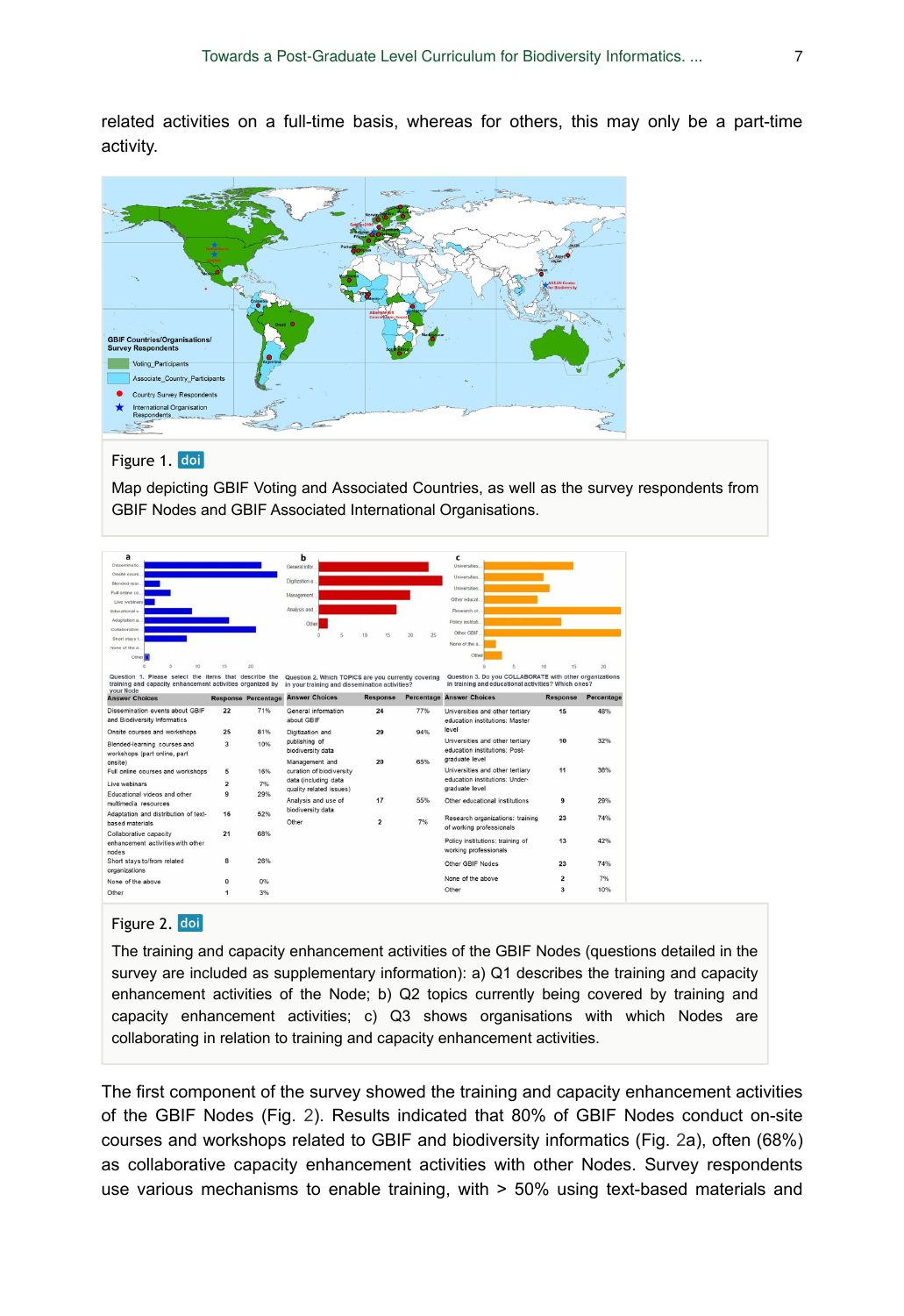related activities on a full-time basis, whereas for others, this may only be a part-time activity.

Figure 1. doi

Map depicting GBIF Voting and Associated Countries, as well as the survey respondents from GBIF Nodes and GBIF Associated International Organisations.

Figure 2. doi

The training and capacity enhancement activities of the GBIF Nodes (questions detailed in the survey are included as supplementary information): a) Q1 describes the training and capacity enhancement activities of the Node; b) Q2 topics currently being covered by training and capacity enhancement activities; c) Q3 shows organisations with which Nodes are collaborating in relation to training and capacity enhancement activities.

The first component of the survey showed the training and capacity enhancement activities of the GBIF Nodes (Fig. 2). Results indicated that 80% of GBIF Nodes conduct on-site courses and workshops related to GBIF and biodiversity informatics (Fig. 2a), often (68%) as collaborative capacity enhancement activities with other Nodes. Survey respondents use various mechanisms to enable training, with > 50% using text-based materials and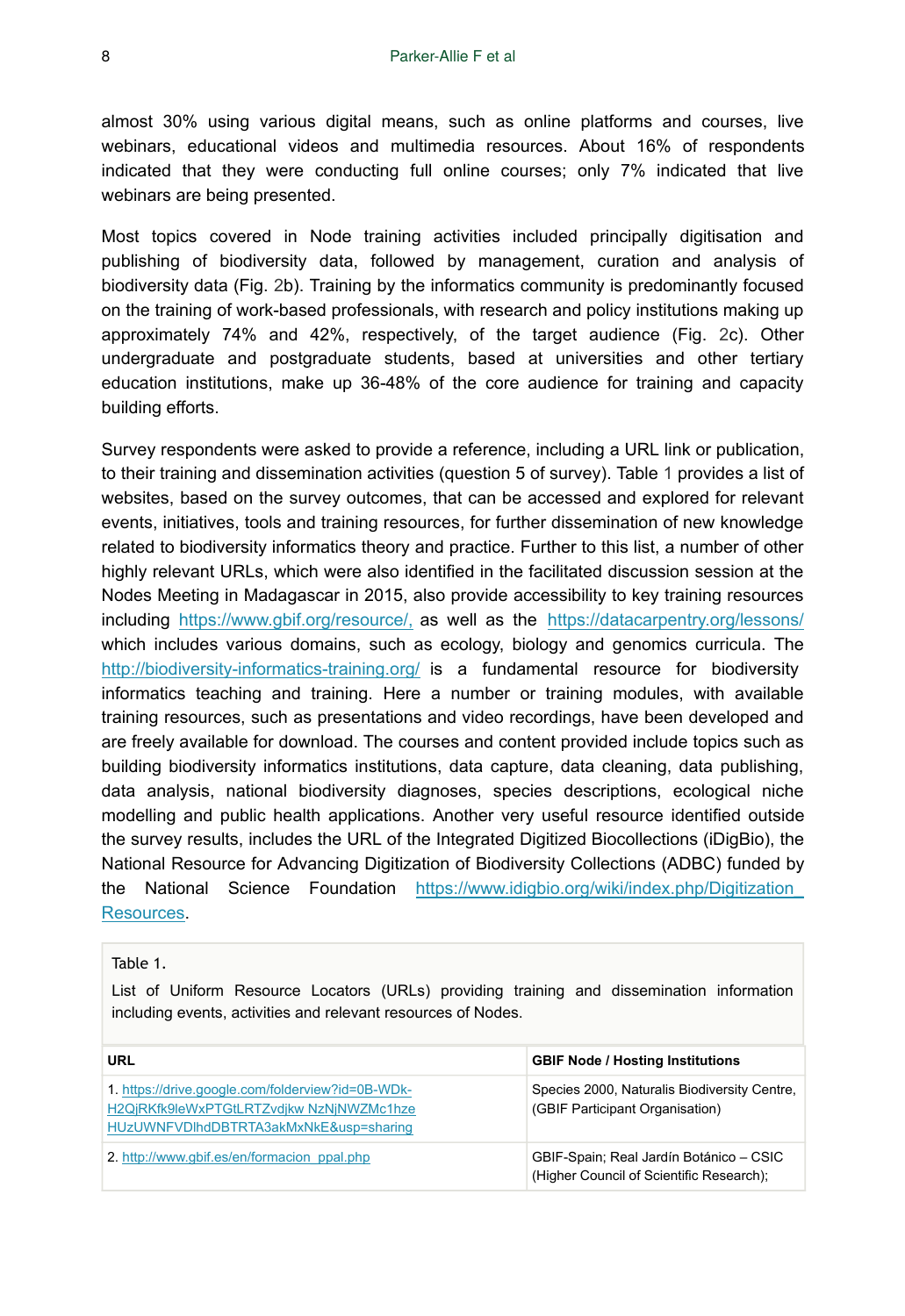almost 30% using various digital means, such as online platforms and courses, live webinars, educational videos and multimedia resources. About 16% of respondents indicated that they were conducting full online courses; only 7% indicated that live webinars are being presented.

Most topics covered in Node training activities included principally digitisation and publishing of biodiversity data, followed by management, curation and analysis of biodiversity data (Fig. 2b). Training by the informatics community is predominantly focused on the training of work-based professionals, with research and policy institutions making up approximately 74% and 42%, respectively, of the target audience (Fig. 2c). Other undergraduate and postgraduate students, based at universities and other tertiary education institutions, make up 36-48% of the core audience for training and capacity building efforts.

Survey respondents were asked to provide a reference, including a URL link or publication, to their training and dissemination activities (question 5 of survey). Table 1 provides a list of websites, based on the survey outcomes, that can be accessed and explored for relevant events, initiatives, tools and training resources, for further dissemination of new knowledge related to biodiversity informatics theory and practice. Further to this list, a number of other highly relevant URLs, which were also identified in the facilitated discussion session at the Nodes Meeting in Madagascar in 2015, also provide accessibility to key training resources including https://www.gbif.org/resource/, as well as the https://datacarpentry.org/lessons/ which includes various domains, such as ecology, biology and genomics curricula. The http://biodiversity-informatics-training.org/ is a fundamental resource for biodiversity informatics teaching and training. Here a number or training modules, with available training resources, such as presentations and video recordings, have been developed and are freely available for download. The courses and content provided include topics such as building biodiversity informatics institutions, data capture, data cleaning, data publishing, data analysis, national biodiversity diagnoses, species descriptions, ecological niche modelling and public health applications. Another very useful resource identified outside the survey results, includes the URL of the Integrated Digitized Biocollections (iDigBio), the National Resource for Advancing Digitization of Biodiversity Collections (ADBC) funded by the National Science Foundation https://www.idigbio.org/wiki/index.php/Digitization_Resources.

Table 1.

List of Uniform Resource Locators (URLs) providing training and dissemination information including events, activities and relevant resources of Nodes.

| URL | GBIF Node / Hosting Institutions |
|---|---|
| 1. https://drive.google.com/folderview?id=0B-WDk-H2QjRKfk9leWxPTGtLRTZvdjkw NzNjNWZMc1hzeHUzUWNFVDlhdDBTRTA3akMxNkE&usp=sharing | Species 2000, Naturalis Biodiversity Centre, (GBIF Participant Organisation) |
| 2. http://www.gbif.es/en/formacion_ppal.php | GBIF-Spain; Real Jardín Botánico – CSIC (Higher Council of Scientific Research); |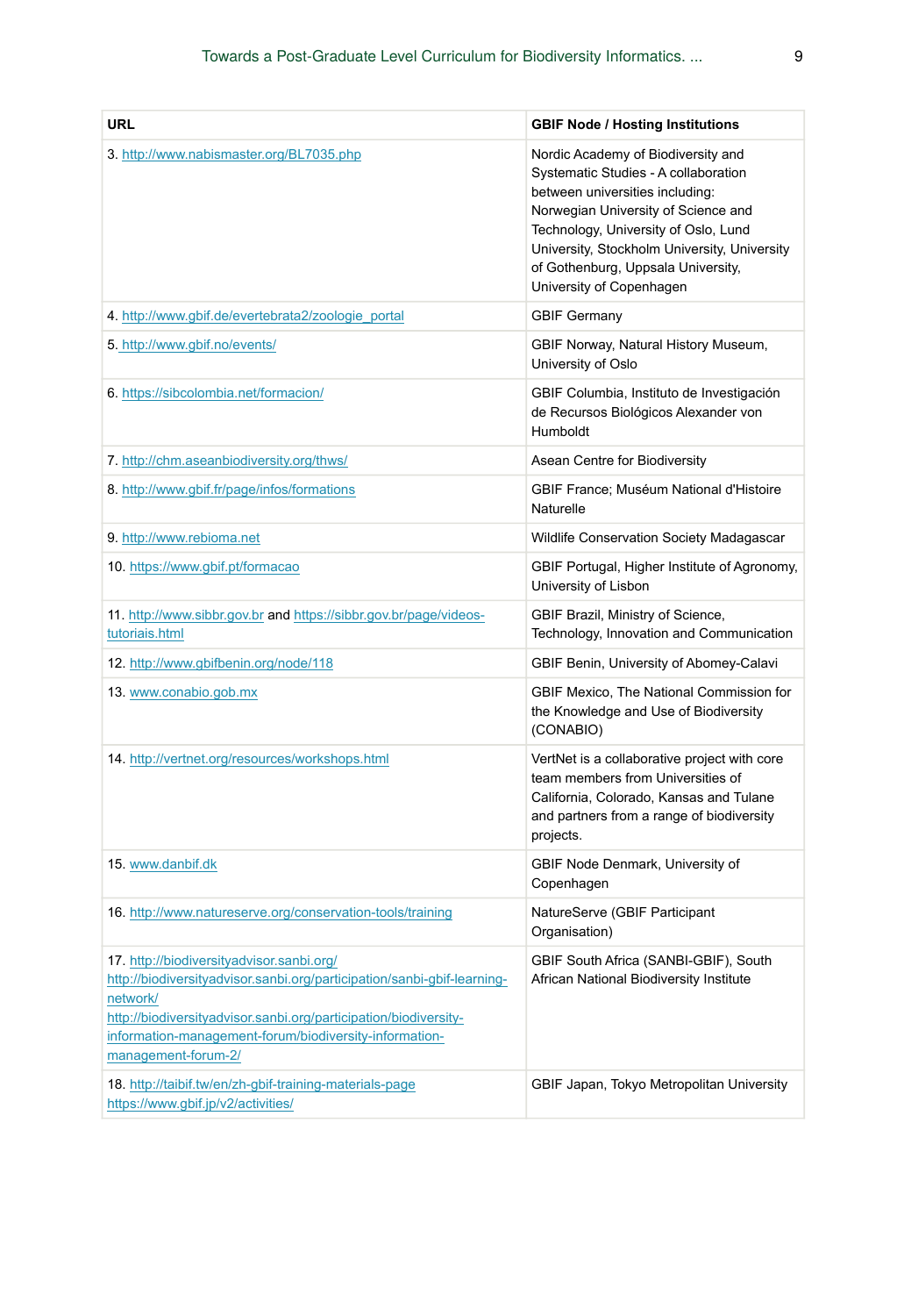| URL | GBIF Node / Hosting Institutions |
|---|---|
| 3. http://www.nabismaster.org/BL7035.php | Nordic Academy of Biodiversity and Systematic Studies - A collaboration between universities including: Norwegian University of Science and Technology, University of Oslo, Lund University, Stockholm University, University of Gothenburg, Uppsala University, University of Copenhagen |
| 4. http://www.gbif.de/evertebrata2/zoologie_portal | GBIF Germany |
| 5. http://www.gbif.no/events/ | GBIF Norway, Natural History Museum, University of Oslo |
| 6. https://sibcolombia.net/formacion/ | GBIF Columbia, Instituto de Investigación de Recursos Biológicos Alexander von Humboldt |
| 7. http://chm.aseanbiodiversity.org/thws/ | Asean Centre for Biodiversity |
| 8. http://www.gbif.fr/page/infos/formations | GBIF France; Muséum National d'Histoire Naturelle |
| 9. http://www.rebioma.net | Wildlife Conservation Society Madagascar |
| 10. https://www.gbif.pt/formacao | GBIF Portugal, Higher Institute of Agronomy, University of Lisbon |
| 11. http://www.sibbr.gov.br and https://sibbr.gov.br/page/videos-tutoriais.html | GBIF Brazil, Ministry of Science, Technology, Innovation and Communication |
| 12. http://www.gbifbenin.org/node/118 | GBIF Benin, University of Abomey-Calavi |
| 13. www.conabio.gob.mx | GBIF Mexico, The National Commission for the Knowledge and Use of Biodiversity (CONABIO) |
| 14. http://vertnet.org/resources/workshops.html | VertNet is a collaborative project with core team members from Universities of California, Colorado, Kansas and Tulane and partners from a range of biodiversity projects. |
| 15. www.danbif.dk | GBIF Node Denmark, University of Copenhagen |
| 16. http://www.natureserve.org/conservation-tools/training | NatureServe (GBIF Participant Organisation) |
| 17. http://biodiversityadvisor.sanbi.org/ http://biodiversityadvisor.sanbi.org/participation/sanbi-gbif-learning-network/ http://biodiversityadvisor.sanbi.org/participation/biodiversity-information-management-forum/biodiversity-information-management-forum-2/ | GBIF South Africa (SANBI-GBIF), South African National Biodiversity Institute |
| 18. http://taibif.tw/en/zh-gbif-training-materials-page https://www.gbif.jp/v2/activities/ | GBIF Japan, Tokyo Metropolitan University |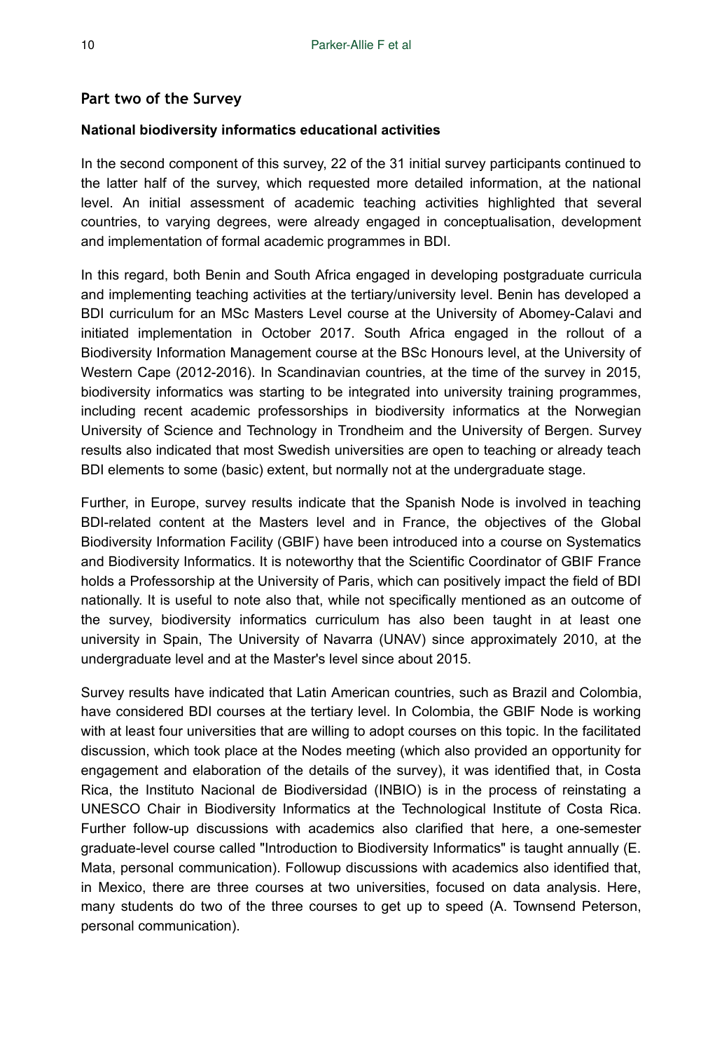## Part two of the Survey

### National biodiversity informatics educational activities

In the second component of this survey, 22 of the 31 initial survey participants continued to the latter half of the survey, which requested more detailed information, at the national level. An initial assessment of academic teaching activities highlighted that several countries, to varying degrees, were already engaged in conceptualisation, development and implementation of formal academic programmes in BDI.

In this regard, both Benin and South Africa engaged in developing postgraduate curricula and implementing teaching activities at the tertiary/university level. Benin has developed a BDI curriculum for an MSc Masters Level course at the University of Abomey-Calavi and initiated implementation in October 2017. South Africa engaged in the rollout of a Biodiversity Information Management course at the BSc Honours level, at the University of Western Cape (2012-2016). In Scandinavian countries, at the time of the survey in 2015, biodiversity informatics was starting to be integrated into university training programmes, including recent academic professorships in biodiversity informatics at the Norwegian University of Science and Technology in Trondheim and the University of Bergen. Survey results also indicated that most Swedish universities are open to teaching or already teach BDI elements to some (basic) extent, but normally not at the undergraduate stage.

Further, in Europe, survey results indicate that the Spanish Node is involved in teaching BDI-related content at the Masters level and in France, the objectives of the Global Biodiversity Information Facility (GBIF) have been introduced into a course on Systematics and Biodiversity Informatics. It is noteworthy that the Scientific Coordinator of GBIF France holds a Professorship at the University of Paris, which can positively impact the field of BDI nationally. It is useful to note also that, while not specifically mentioned as an outcome of the survey, biodiversity informatics curriculum has also been taught in at least one university in Spain, The University of Navarra (UNAV) since approximately 2010, at the undergraduate level and at the Master's level since about 2015.

Survey results have indicated that Latin American countries, such as Brazil and Colombia, have considered BDI courses at the tertiary level. In Colombia, the GBIF Node is working with at least four universities that are willing to adopt courses on this topic. In the facilitated discussion, which took place at the Nodes meeting (which also provided an opportunity for engagement and elaboration of the details of the survey), it was identified that, in Costa Rica, the Instituto Nacional de Biodiversidad (INBIO) is in the process of reinstating a UNESCO Chair in Biodiversity Informatics at the Technological Institute of Costa Rica. Further follow-up discussions with academics also clarified that here, a one-semester graduate-level course called "Introduction to Biodiversity Informatics" is taught annually (E. Mata, personal communication). Followup discussions with academics also identified that, in Mexico, there are three courses at two universities, focused on data analysis. Here, many students do two of the three courses to get up to speed (A. Townsend Peterson, personal communication).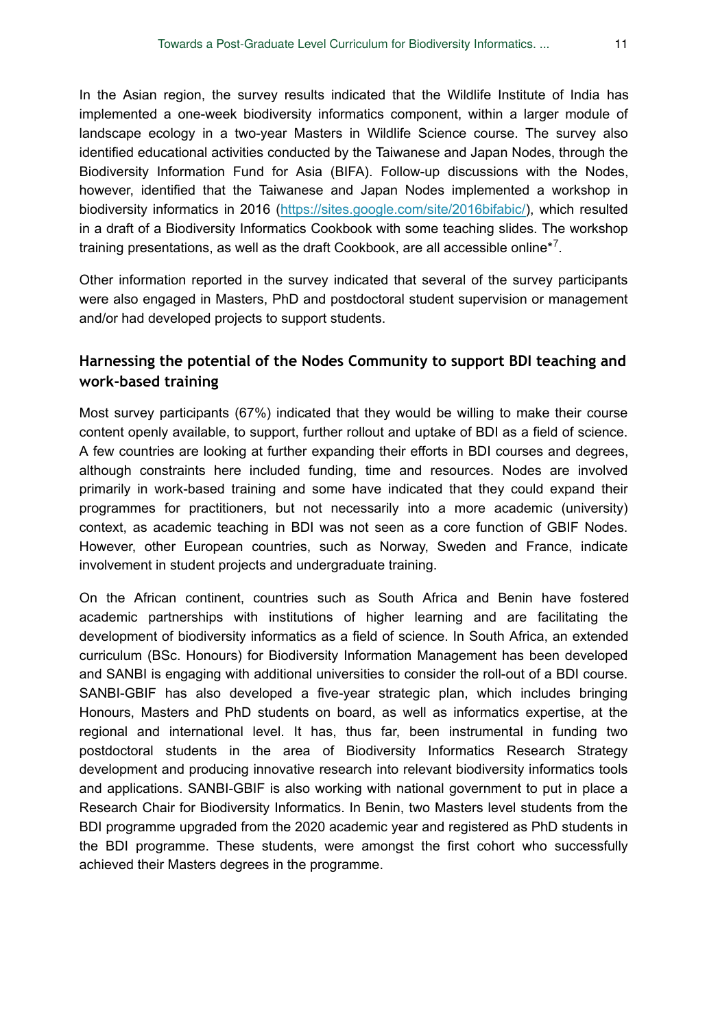In the Asian region, the survey results indicated that the Wildlife Institute of India has implemented a one-week biodiversity informatics component, within a larger module of landscape ecology in a two-year Masters in Wildlife Science course. The survey also identified educational activities conducted by the Taiwanese and Japan Nodes, through the Biodiversity Information Fund for Asia (BIFA). Follow-up discussions with the Nodes, however, identified that the Taiwanese and Japan Nodes implemented a workshop in biodiversity informatics in 2016 (https://sites.google.com/site/2016bifabic/), which resulted in a draft of a Biodiversity Informatics Cookbook with some teaching slides. The workshop training presentations, as well as the draft Cookbook, are all accessible online*[7].

Other information reported in the survey indicated that several of the survey participants were also engaged in Masters, PhD and postdoctoral student supervision or management and/or had developed projects to support students.

### Harnessing the potential of the Nodes Community to support BDI teaching and work-based training

Most survey participants (67%) indicated that they would be willing to make their course content openly available, to support, further rollout and uptake of BDI as a field of science. A few countries are looking at further expanding their efforts in BDI courses and degrees, although constraints here included funding, time and resources. Nodes are involved primarily in work-based training and some have indicated that they could expand their programmes for practitioners, but not necessarily into a more academic (university) context, as academic teaching in BDI was not seen as a core function of GBIF Nodes. However, other European countries, such as Norway, Sweden and France, indicate involvement in student projects and undergraduate training.

On the African continent, countries such as South Africa and Benin have fostered academic partnerships with institutions of higher learning and are facilitating the development of biodiversity informatics as a field of science. In South Africa, an extended curriculum (BSc. Honours) for Biodiversity Information Management has been developed and SANBI is engaging with additional universities to consider the roll-out of a BDI course. SANBI-GBIF has also developed a five-year strategic plan, which includes bringing Honours, Masters and PhD students on board, as well as informatics expertise, at the regional and international level. It has, thus far, been instrumental in funding two postdoctoral students in the area of Biodiversity Informatics Research Strategy development and producing innovative research into relevant biodiversity informatics tools and applications. SANBI-GBIF is also working with national government to put in place a Research Chair for Biodiversity Informatics. In Benin, two Masters level students from the BDI programme upgraded from the 2020 academic year and registered as PhD students in the BDI programme. These students, were amongst the first cohort who successfully achieved their Masters degrees in the programme.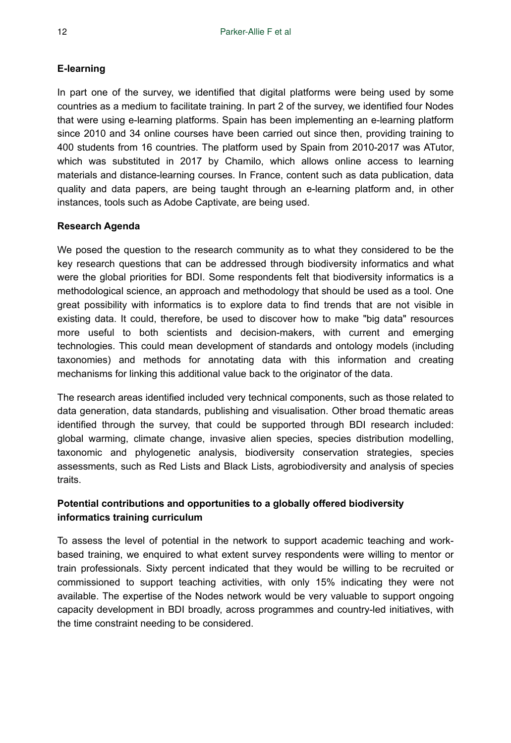### E-learning

In part one of the survey, we identified that digital platforms were being used by some countries as a medium to facilitate training. In part 2 of the survey, we identified four Nodes that were using e-learning platforms. Spain has been implementing an e-learning platform since 2010 and 34 online courses have been carried out since then, providing training to 400 students from 16 countries. The platform used by Spain from 2010-2017 was ATutor, which was substituted in 2017 by Chamilo, which allows online access to learning materials and distance-learning courses. In France, content such as data publication, data quality and data papers, are being taught through an e-learning platform and, in other instances, tools such as Adobe Captivate, are being used.

### Research Agenda

We posed the question to the research community as to what they considered to be the key research questions that can be addressed through biodiversity informatics and what were the global priorities for BDI. Some respondents felt that biodiversity informatics is a methodological science, an approach and methodology that should be used as a tool. One great possibility with informatics is to explore data to find trends that are not visible in existing data. It could, therefore, be used to discover how to make "big data" resources more useful to both scientists and decision-makers, with current and emerging technologies. This could mean development of standards and ontology models (including taxonomies) and methods for annotating data with this information and creating mechanisms for linking this additional value back to the originator of the data.

The research areas identified included very technical components, such as those related to data generation, data standards, publishing and visualisation. Other broad thematic areas identified through the survey, that could be supported through BDI research included: global warming, climate change, invasive alien species, species distribution modelling, taxonomic and phylogenetic analysis, biodiversity conservation strategies, species assessments, such as Red Lists and Black Lists, agrobiodiversity and analysis of species traits.

### Potential contributions and opportunities to a globally offered biodiversity informatics training curriculum

To assess the level of potential in the network to support academic teaching and work-based training, we enquired to what extent survey respondents were willing to mentor or train professionals. Sixty percent indicated that they would be willing to be recruited or commissioned to support teaching activities, with only 15% indicating they were not available. The expertise of the Nodes network would be very valuable to support ongoing capacity development in BDI broadly, across programmes and country-led initiatives, with the time constraint needing to be considered.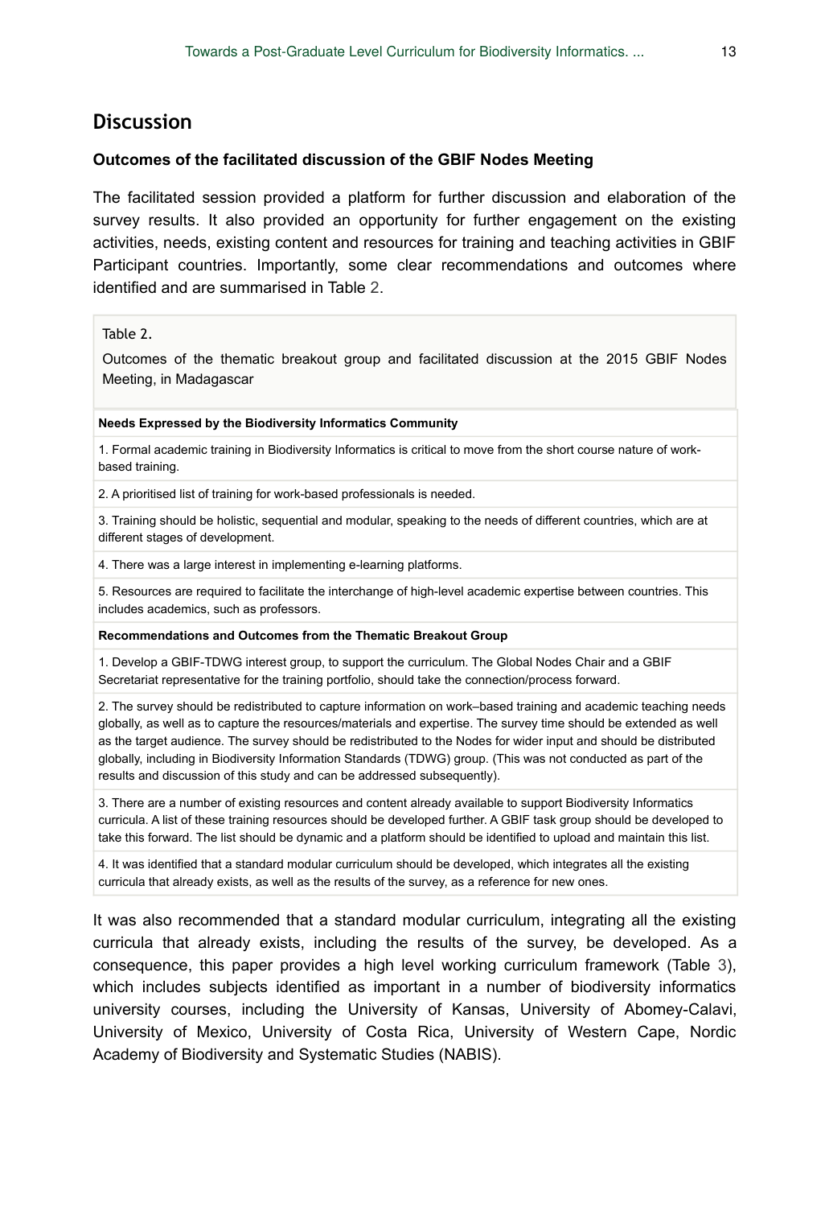## Discussion

### Outcomes of the facilitated discussion of the GBIF Nodes Meeting

The facilitated session provided a platform for further discussion and elaboration of the survey results. It also provided an opportunity for further engagement on the existing activities, needs, existing content and resources for training and teaching activities in GBIF Participant countries. Importantly, some clear recommendations and outcomes where identified and are summarised in Table 2.

Table 2.

Outcomes of the thematic breakout group and facilitated discussion at the 2015 GBIF Nodes Meeting, in Madagascar

| **Needs Expressed by the Biodiversity Informatics Community** |
|---|
| 1. Formal academic training in Biodiversity Informatics is critical to move from the short course nature of work-based training. |
| 2. A prioritised list of training for work-based professionals is needed. |
| 3. Training should be holistic, sequential and modular, speaking to the needs of different countries, which are at different stages of development. |
| 4. There was a large interest in implementing e-learning platforms. |
| 5. Resources are required to facilitate the interchange of high-level academic expertise between countries. This includes academics, such as professors. |
| **Recommendations and Outcomes from the Thematic Breakout Group** |
| 1. Develop a GBIF-TDWG interest group, to support the curriculum. The Global Nodes Chair and a GBIF Secretariat representative for the training portfolio, should take the connection/process forward. |
| 2. The survey should be redistributed to capture information on work–based training and academic teaching needs globally, as well as to capture the resources/materials and expertise. The survey time should be extended as well as the target audience. The survey should be redistributed to the Nodes for wider input and should be distributed globally, including in Biodiversity Information Standards (TDWG) group. (This was not conducted as part of the results and discussion of this study and can be addressed subsequently). |
| 3. There are a number of existing resources and content already available to support Biodiversity Informatics curricula. A list of these training resources should be developed further. A GBIF task group should be developed to take this forward. The list should be dynamic and a platform should be identified to upload and maintain this list. |
| 4. It was identified that a standard modular curriculum should be developed, which integrates all the existing curricula that already exists, as well as the results of the survey, as a reference for new ones. |

It was also recommended that a standard modular curriculum, integrating all the existing curricula that already exists, including the results of the survey, be developed. As a consequence, this paper provides a high level working curriculum framework (Table 3), which includes subjects identified as important in a number of biodiversity informatics university courses, including the University of Kansas, University of Abomey-Calavi, University of Mexico, University of Costa Rica, University of Western Cape, Nordic Academy of Biodiversity and Systematic Studies (NABIS).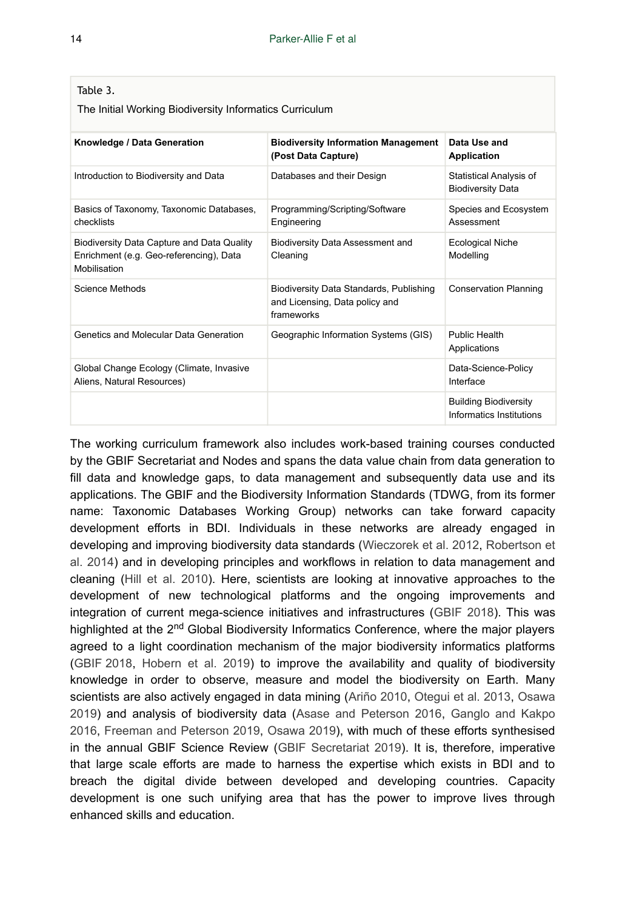Table 3.

The Initial Working Biodiversity Informatics Curriculum

| Knowledge / Data Generation | Biodiversity Information Management (Post Data Capture) | Data Use and Application |
|---|---|---|
| Introduction to Biodiversity and Data | Databases and their Design | Statistical Analysis of Biodiversity Data |
| Basics of Taxonomy, Taxonomic Databases, checklists | Programming/Scripting/Software Engineering | Species and Ecosystem Assessment |
| Biodiversity Data Capture and Data Quality Enrichment (e.g. Geo-referencing), Data Mobilisation | Biodiversity Data Assessment and Cleaning | Ecological Niche Modelling |
| Science Methods | Biodiversity Data Standards, Publishing and Licensing, Data policy and frameworks | Conservation Planning |
| Genetics and Molecular Data Generation | Geographic Information Systems (GIS) | Public Health Applications |
| Global Change Ecology (Climate, Invasive Aliens, Natural Resources) | | Data-Science-Policy Interface |
| | | Building Biodiversity Informatics Institutions |

The working curriculum framework also includes work-based training courses conducted by the GBIF Secretariat and Nodes and spans the data value chain from data generation to fill data and knowledge gaps, to data management and subsequently data use and its applications. The GBIF and the Biodiversity Information Standards (TDWG, from its former name: Taxonomic Databases Working Group) networks can take forward capacity development efforts in BDI. Individuals in these networks are already engaged in developing and improving biodiversity data standards (Wieczorek et al. 2012, Robertson et al. 2014) and in developing principles and workflows in relation to data management and cleaning (Hill et al. 2010). Here, scientists are looking at innovative approaches to the development of new technological platforms and the ongoing improvements and integration of current mega-science initiatives and infrastructures (GBIF 2018). This was highlighted at the 2nd Global Biodiversity Informatics Conference, where the major players agreed to a light coordination mechanism of the major biodiversity informatics platforms (GBIF 2018, Hobern et al. 2019) to improve the availability and quality of biodiversity knowledge in order to observe, measure and model the biodiversity on Earth. Many scientists are also actively engaged in data mining (Ariño 2010, Otegui et al. 2013, Osawa 2019) and analysis of biodiversity data (Asase and Peterson 2016, Ganglo and Kakpo 2016, Freeman and Peterson 2019, Osawa 2019), with much of these efforts synthesised in the annual GBIF Science Review (GBIF Secretariat 2019). It is, therefore, imperative that large scale efforts are made to harness the expertise which exists in BDI and to breach the digital divide between developed and developing countries. Capacity development is one such unifying area that has the power to improve lives through enhanced skills and education.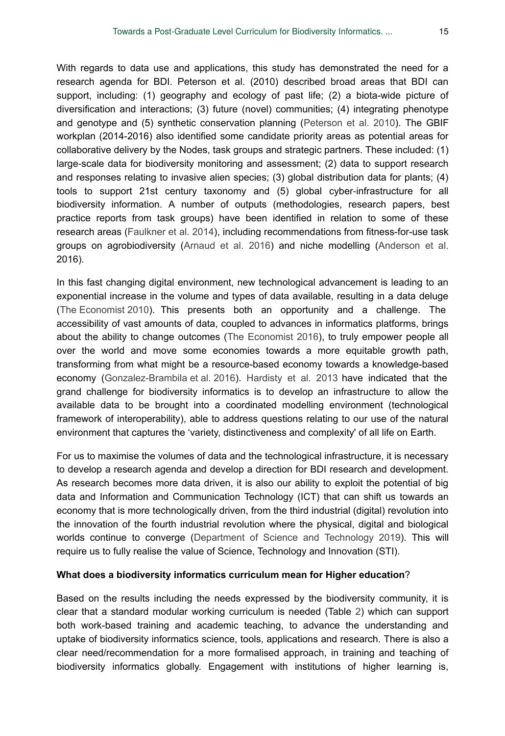With regards to data use and applications, this study has demonstrated the need for a research agenda for BDI. Peterson et al. (2010) described broad areas that BDI can support, including: (1) geography and ecology of past life; (2) a biota-wide picture of diversification and interactions; (3) future (novel) communities; (4) integrating phenotype and genotype and (5) synthetic conservation planning (Peterson et al. 2010). The GBIF workplan (2014-2016) also identified some candidate priority areas as potential areas for collaborative delivery by the Nodes, task groups and strategic partners. These included: (1) large-scale data for biodiversity monitoring and assessment; (2) data to support research and responses relating to invasive alien species; (3) global distribution data for plants; (4) tools to support 21st century taxonomy and (5) global cyber-infrastructure for all biodiversity information. A number of outputs (methodologies, research papers, best practice reports from task groups) have been identified in relation to some of these research areas (Faulkner et al. 2014), including recommendations from fitness-for-use task groups on agrobiodiversity (Arnaud et al. 2016) and niche modelling (Anderson et al. 2016).

In this fast changing digital environment, new technological advancement is leading to an exponential increase in the volume and types of data available, resulting in a data deluge (The Economist 2010). This presents both an opportunity and a challenge. The accessibility of vast amounts of data, coupled to advances in informatics platforms, brings about the ability to change outcomes (The Economist 2016), to truly empower people all over the world and move some economies towards a more equitable growth path, transforming from what might be a resource-based economy towards a knowledge-based economy (Gonzalez-Brambila et al. 2016). Hardisty et al. 2013 have indicated that the grand challenge for biodiversity informatics is to develop an infrastructure to allow the available data to be brought into a coordinated modelling environment (technological framework of interoperability), able to address questions relating to our use of the natural environment that captures the 'variety, distinctiveness and complexity' of all life on Earth.

For us to maximise the volumes of data and the technological infrastructure, it is necessary to develop a research agenda and develop a direction for BDI research and development. As research becomes more data driven, it is also our ability to exploit the potential of big data and Information and Communication Technology (ICT) that can shift us towards an economy that is more technologically driven, from the third industrial (digital) revolution into the innovation of the fourth industrial revolution where the physical, digital and biological worlds continue to converge (Department of Science and Technology 2019). This will require us to fully realise the value of Science, Technology and Innovation (STI).

**What does a biodiversity informatics curriculum mean for Higher education**?

Based on the results including the needs expressed by the biodiversity community, it is clear that a standard modular working curriculum is needed (Table 2) which can support both work-based training and academic teaching, to advance the understanding and uptake of biodiversity informatics science, tools, applications and research. There is also a clear need/recommendation for a more formalised approach, in training and teaching of biodiversity informatics globally. Engagement with institutions of higher learning is,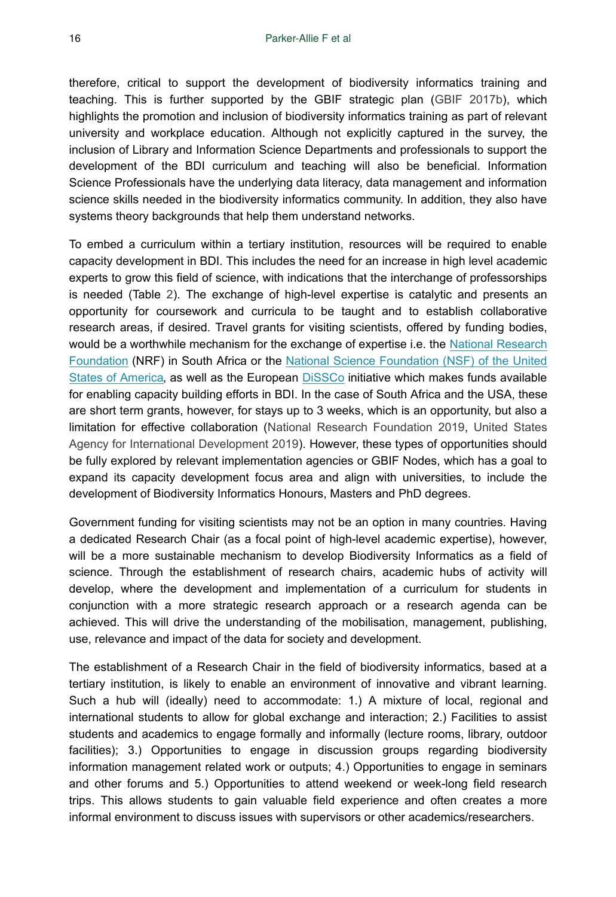therefore, critical to support the development of biodiversity informatics training and teaching. This is further supported by the GBIF strategic plan (GBIF 2017b), which highlights the promotion and inclusion of biodiversity informatics training as part of relevant university and workplace education. Although not explicitly captured in the survey, the inclusion of Library and Information Science Departments and professionals to support the development of the BDI curriculum and teaching will also be beneficial. Information Science Professionals have the underlying data literacy, data management and information science skills needed in the biodiversity informatics community. In addition, they also have systems theory backgrounds that help them understand networks.

To embed a curriculum within a tertiary institution, resources will be required to enable capacity development in BDI. This includes the need for an increase in high level academic experts to grow this field of science, with indications that the interchange of professorships is needed (Table 2). The exchange of high-level expertise is catalytic and presents an opportunity for coursework and curricula to be taught and to establish collaborative research areas, if desired. Travel grants for visiting scientists, offered by funding bodies, would be a worthwhile mechanism for the exchange of expertise i.e. the National Research Foundation (NRF) in South Africa or the National Science Foundation (NSF) of the United States of America, as well as the European DiSSCo initiative which makes funds available for enabling capacity building efforts in BDI. In the case of South Africa and the USA, these are short term grants, however, for stays up to 3 weeks, which is an opportunity, but also a limitation for effective collaboration (National Research Foundation 2019, United States Agency for International Development 2019). However, these types of opportunities should be fully explored by relevant implementation agencies or GBIF Nodes, which has a goal to expand its capacity development focus area and align with universities, to include the development of Biodiversity Informatics Honours, Masters and PhD degrees.

Government funding for visiting scientists may not be an option in many countries. Having a dedicated Research Chair (as a focal point of high-level academic expertise), however, will be a more sustainable mechanism to develop Biodiversity Informatics as a field of science. Through the establishment of research chairs, academic hubs of activity will develop, where the development and implementation of a curriculum for students in conjunction with a more strategic research approach or a research agenda can be achieved. This will drive the understanding of the mobilisation, management, publishing, use, relevance and impact of the data for society and development.

The establishment of a Research Chair in the field of biodiversity informatics, based at a tertiary institution, is likely to enable an environment of innovative and vibrant learning. Such a hub will (ideally) need to accommodate: 1.) A mixture of local, regional and international students to allow for global exchange and interaction; 2.) Facilities to assist students and academics to engage formally and informally (lecture rooms, library, outdoor facilities); 3.) Opportunities to engage in discussion groups regarding biodiversity information management related work or outputs; 4.) Opportunities to engage in seminars and other forums and 5.) Opportunities to attend weekend or week-long field research trips. This allows students to gain valuable field experience and often creates a more informal environment to discuss issues with supervisors or other academics/researchers.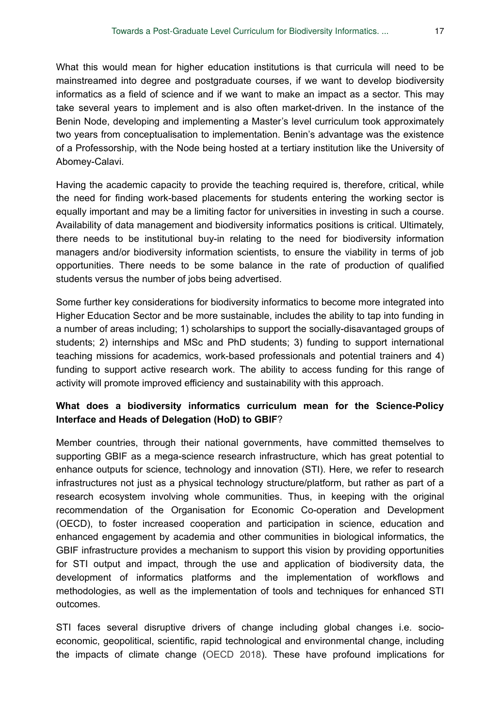What this would mean for higher education institutions is that curricula will need to be mainstreamed into degree and postgraduate courses, if we want to develop biodiversity informatics as a field of science and if we want to make an impact as a sector. This may take several years to implement and is also often market-driven. In the instance of the Benin Node, developing and implementing a Master's level curriculum took approximately two years from conceptualisation to implementation. Benin's advantage was the existence of a Professorship, with the Node being hosted at a tertiary institution like the University of Abomey-Calavi.

Having the academic capacity to provide the teaching required is, therefore, critical, while the need for finding work-based placements for students entering the working sector is equally important and may be a limiting factor for universities in investing in such a course. Availability of data management and biodiversity informatics positions is critical. Ultimately, there needs to be institutional buy-in relating to the need for biodiversity information managers and/or biodiversity information scientists, to ensure the viability in terms of job opportunities. There needs to be some balance in the rate of production of qualified students versus the number of jobs being advertised.

Some further key considerations for biodiversity informatics to become more integrated into Higher Education Sector and be more sustainable, includes the ability to tap into funding in a number of areas including; 1) scholarships to support the socially-disavantaged groups of students; 2) internships and MSc and PhD students; 3) funding to support international teaching missions for academics, work-based professionals and potential trainers and 4) funding to support active research work. The ability to access funding for this range of activity will promote improved efficiency and sustainability with this approach.

**What does a biodiversity informatics curriculum mean for the Science-Policy Interface and Heads of Delegation (HoD) to GBIF**?

Member countries, through their national governments, have committed themselves to supporting GBIF as a mega-science research infrastructure, which has great potential to enhance outputs for science, technology and innovation (STI). Here, we refer to research infrastructures not just as a physical technology structure/platform, but rather as part of a research ecosystem involving whole communities. Thus, in keeping with the original recommendation of the Organisation for Economic Co-operation and Development (OECD), to foster increased cooperation and participation in science, education and enhanced engagement by academia and other communities in biological informatics, the GBIF infrastructure provides a mechanism to support this vision by providing opportunities for STI output and impact, through the use and application of biodiversity data, the development of informatics platforms and the implementation of workflows and methodologies, as well as the implementation of tools and techniques for enhanced STI outcomes.

STI faces several disruptive drivers of change including global changes i.e. socio-economic, geopolitical, scientific, rapid technological and environmental change, including the impacts of climate change (OECD 2018). These have profound implications for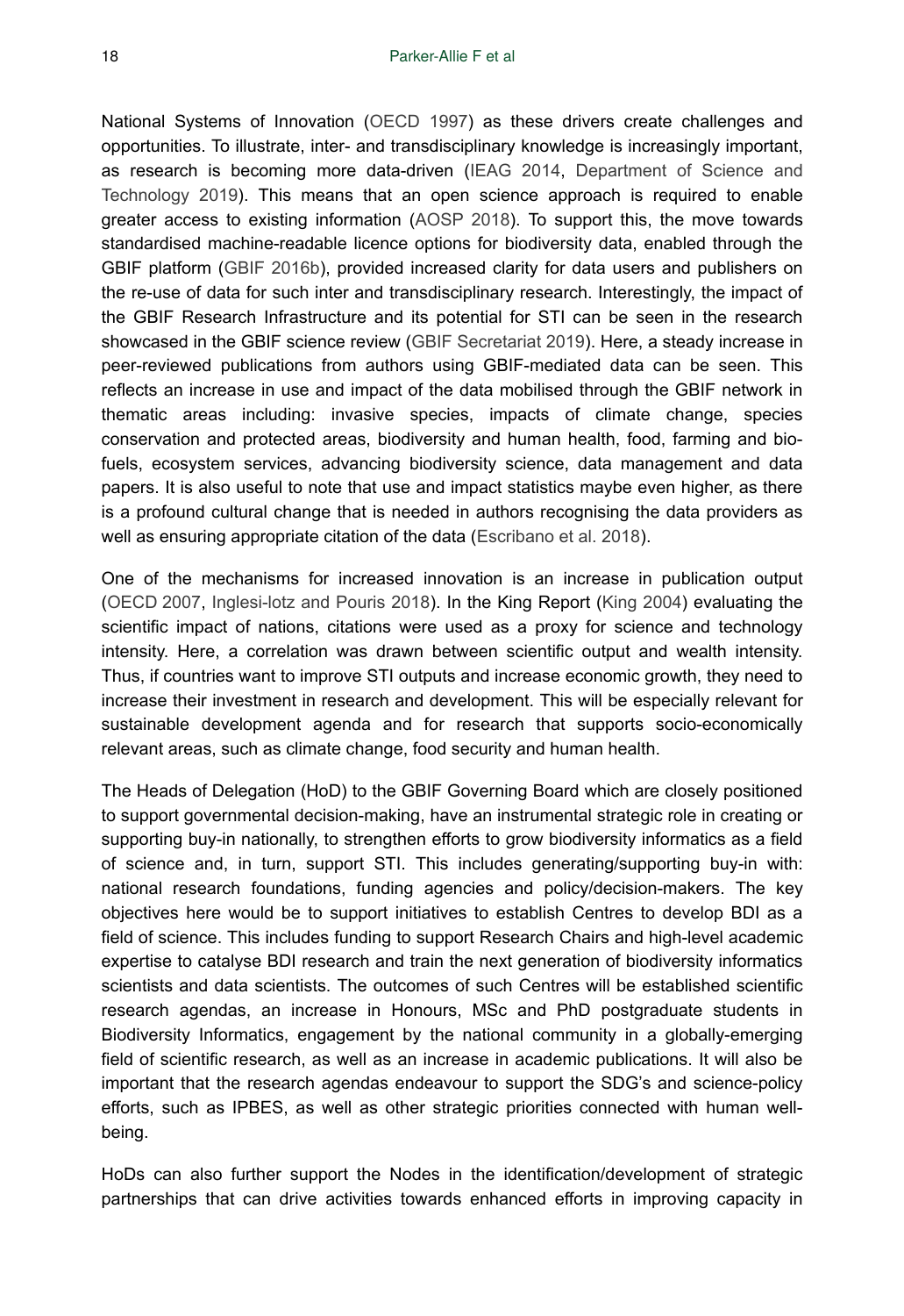National Systems of Innovation (OECD 1997) as these drivers create challenges and opportunities. To illustrate, inter- and transdisciplinary knowledge is increasingly important, as research is becoming more data-driven (IEAG 2014, Department of Science and Technology 2019). This means that an open science approach is required to enable greater access to existing information (AOSP 2018). To support this, the move towards standardised machine-readable licence options for biodiversity data, enabled through the GBIF platform (GBIF 2016b), provided increased clarity for data users and publishers on the re-use of data for such inter and transdisciplinary research. Interestingly, the impact of the GBIF Research Infrastructure and its potential for STI can be seen in the research showcased in the GBIF science review (GBIF Secretariat 2019). Here, a steady increase in peer-reviewed publications from authors using GBIF-mediated data can be seen. This reflects an increase in use and impact of the data mobilised through the GBIF network in thematic areas including: invasive species, impacts of climate change, species conservation and protected areas, biodiversity and human health, food, farming and bio-fuels, ecosystem services, advancing biodiversity science, data management and data papers. It is also useful to note that use and impact statistics maybe even higher, as there is a profound cultural change that is needed in authors recognising the data providers as well as ensuring appropriate citation of the data (Escribano et al. 2018).

One of the mechanisms for increased innovation is an increase in publication output (OECD 2007, Inglesi-lotz and Pouris 2018). In the King Report (King 2004) evaluating the scientific impact of nations, citations were used as a proxy for science and technology intensity. Here, a correlation was drawn between scientific output and wealth intensity. Thus, if countries want to improve STI outputs and increase economic growth, they need to increase their investment in research and development. This will be especially relevant for sustainable development agenda and for research that supports socio-economically relevant areas, such as climate change, food security and human health.

The Heads of Delegation (HoD) to the GBIF Governing Board which are closely positioned to support governmental decision-making, have an instrumental strategic role in creating or supporting buy-in nationally, to strengthen efforts to grow biodiversity informatics as a field of science and, in turn, support STI. This includes generating/supporting buy-in with: national research foundations, funding agencies and policy/decision-makers. The key objectives here would be to support initiatives to establish Centres to develop BDI as a field of science. This includes funding to support Research Chairs and high-level academic expertise to catalyse BDI research and train the next generation of biodiversity informatics scientists and data scientists. The outcomes of such Centres will be established scientific research agendas, an increase in Honours, MSc and PhD postgraduate students in Biodiversity Informatics, engagement by the national community in a globally-emerging field of scientific research, as well as an increase in academic publications. It will also be important that the research agendas endeavour to support the SDG's and science-policy efforts, such as IPBES, as well as other strategic priorities connected with human well-being.

HoDs can also further support the Nodes in the identification/development of strategic partnerships that can drive activities towards enhanced efforts in improving capacity in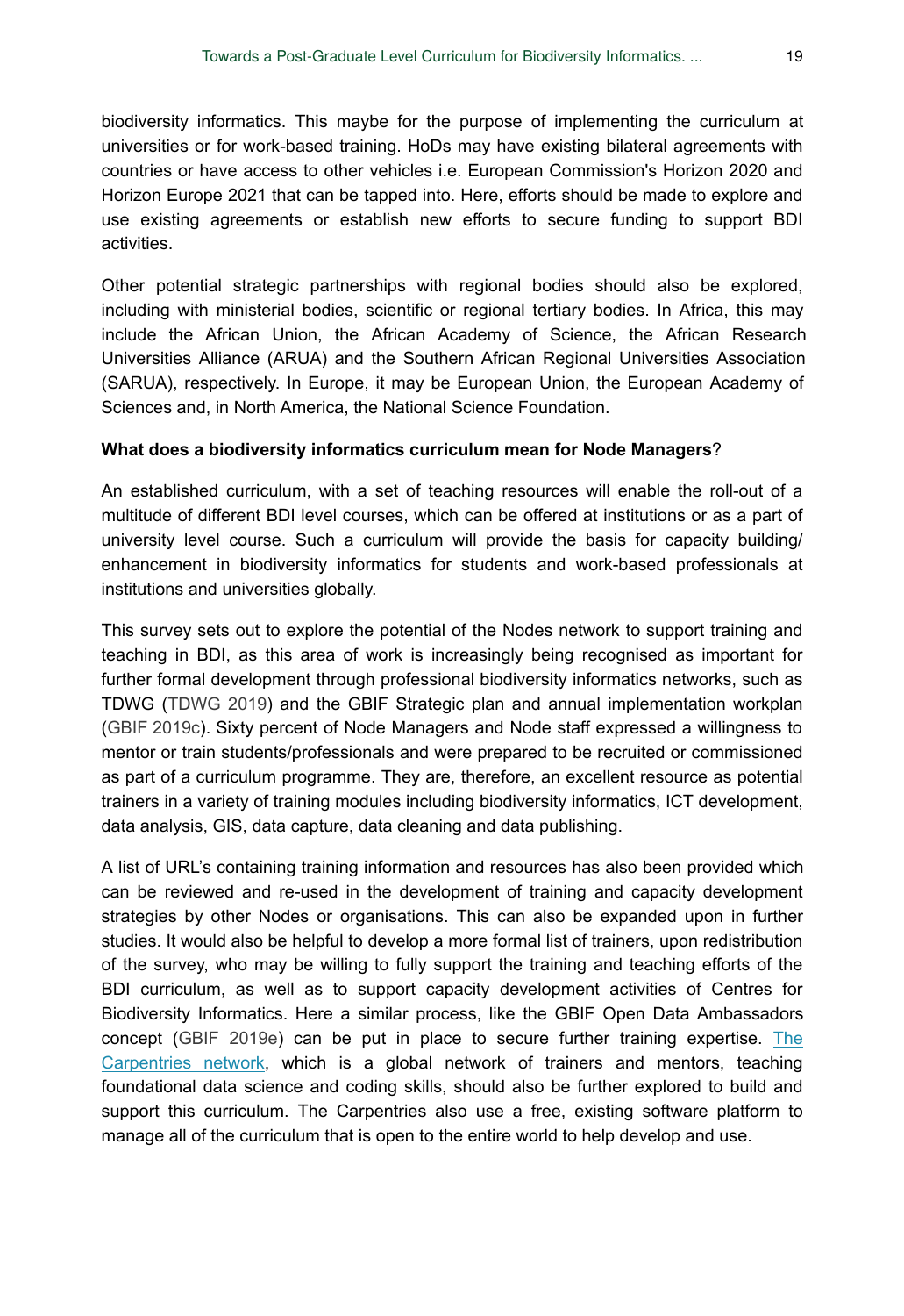biodiversity informatics. This maybe for the purpose of implementing the curriculum at universities or for work-based training. HoDs may have existing bilateral agreements with countries or have access to other vehicles i.e. European Commission's Horizon 2020 and Horizon Europe 2021 that can be tapped into. Here, efforts should be made to explore and use existing agreements or establish new efforts to secure funding to support BDI activities.

Other potential strategic partnerships with regional bodies should also be explored, including with ministerial bodies, scientific or regional tertiary bodies. In Africa, this may include the African Union, the African Academy of Science, the African Research Universities Alliance (ARUA) and the Southern African Regional Universities Association (SARUA), respectively. In Europe, it may be European Union, the European Academy of Sciences and, in North America, the National Science Foundation.

**What does a biodiversity informatics curriculum mean for Node Managers**?

An established curriculum, with a set of teaching resources will enable the roll-out of a multitude of different BDI level courses, which can be offered at institutions or as a part of university level course. Such a curriculum will provide the basis for capacity building/ enhancement in biodiversity informatics for students and work-based professionals at institutions and universities globally.

This survey sets out to explore the potential of the Nodes network to support training and teaching in BDI, as this area of work is increasingly being recognised as important for further formal development through professional biodiversity informatics networks, such as TDWG (TDWG 2019) and the GBIF Strategic plan and annual implementation workplan (GBIF 2019c). Sixty percent of Node Managers and Node staff expressed a willingness to mentor or train students/professionals and were prepared to be recruited or commissioned as part of a curriculum programme. They are, therefore, an excellent resource as potential trainers in a variety of training modules including biodiversity informatics, ICT development, data analysis, GIS, data capture, data cleaning and data publishing.

A list of URL's containing training information and resources has also been provided which can be reviewed and re-used in the development of training and capacity development strategies by other Nodes or organisations. This can also be expanded upon in further studies. It would also be helpful to develop a more formal list of trainers, upon redistribution of the survey, who may be willing to fully support the training and teaching efforts of the BDI curriculum, as well as to support capacity development activities of Centres for Biodiversity Informatics. Here a similar process, like the GBIF Open Data Ambassadors concept (GBIF 2019e) can be put in place to secure further training expertise. The Carpentries network, which is a global network of trainers and mentors, teaching foundational data science and coding skills, should also be further explored to build and support this curriculum. The Carpentries also use a free, existing software platform to manage all of the curriculum that is open to the entire world to help develop and use.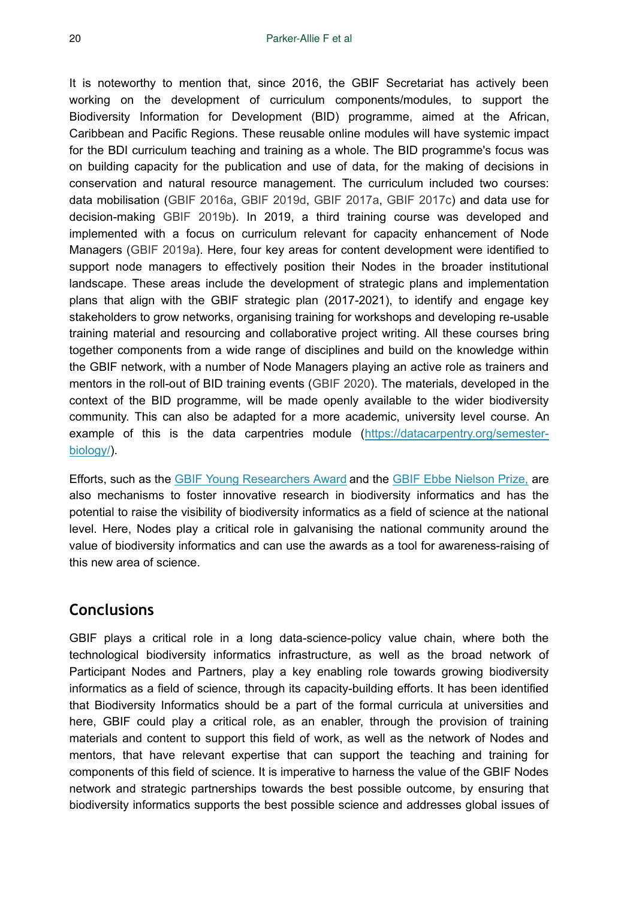It is noteworthy to mention that, since 2016, the GBIF Secretariat has actively been working on the development of curriculum components/modules, to support the Biodiversity Information for Development (BID) programme, aimed at the African, Caribbean and Pacific Regions. These reusable online modules will have systemic impact for the BDI curriculum teaching and training as a whole. The BID programme's focus was on building capacity for the publication and use of data, for the making of decisions in conservation and natural resource management. The curriculum included two courses: data mobilisation (GBIF 2016a, GBIF 2019d, GBIF 2017a, GBIF 2017c) and data use for decision-making GBIF 2019b). In 2019, a third training course was developed and implemented with a focus on curriculum relevant for capacity enhancement of Node Managers (GBIF 2019a). Here, four key areas for content development were identified to support node managers to effectively position their Nodes in the broader institutional landscape. These areas include the development of strategic plans and implementation plans that align with the GBIF strategic plan (2017-2021), to identify and engage key stakeholders to grow networks, organising training for workshops and developing re-usable training material and resourcing and collaborative project writing. All these courses bring together components from a wide range of disciplines and build on the knowledge within the GBIF network, with a number of Node Managers playing an active role as trainers and mentors in the roll-out of BID training events (GBIF 2020). The materials, developed in the context of the BID programme, will be made openly available to the wider biodiversity community. This can also be adapted for a more academic, university level course. An example of this is the data carpentries module (https://datacarpentry.org/semester-biology/).

Efforts, such as the GBIF Young Researchers Award and the GBIF Ebbe Nielson Prize, are also mechanisms to foster innovative research in biodiversity informatics and has the potential to raise the visibility of biodiversity informatics as a field of science at the national level. Here, Nodes play a critical role in galvanising the national community around the value of biodiversity informatics and can use the awards as a tool for awareness-raising of this new area of science.

## Conclusions

GBIF plays a critical role in a long data-science-policy value chain, where both the technological biodiversity informatics infrastructure, as well as the broad network of Participant Nodes and Partners, play a key enabling role towards growing biodiversity informatics as a field of science, through its capacity-building efforts. It has been identified that Biodiversity Informatics should be a part of the formal curricula at universities and here, GBIF could play a critical role, as an enabler, through the provision of training materials and content to support this field of work, as well as the network of Nodes and mentors, that have relevant expertise that can support the teaching and training for components of this field of science. It is imperative to harness the value of the GBIF Nodes network and strategic partnerships towards the best possible outcome, by ensuring that biodiversity informatics supports the best possible science and addresses global issues of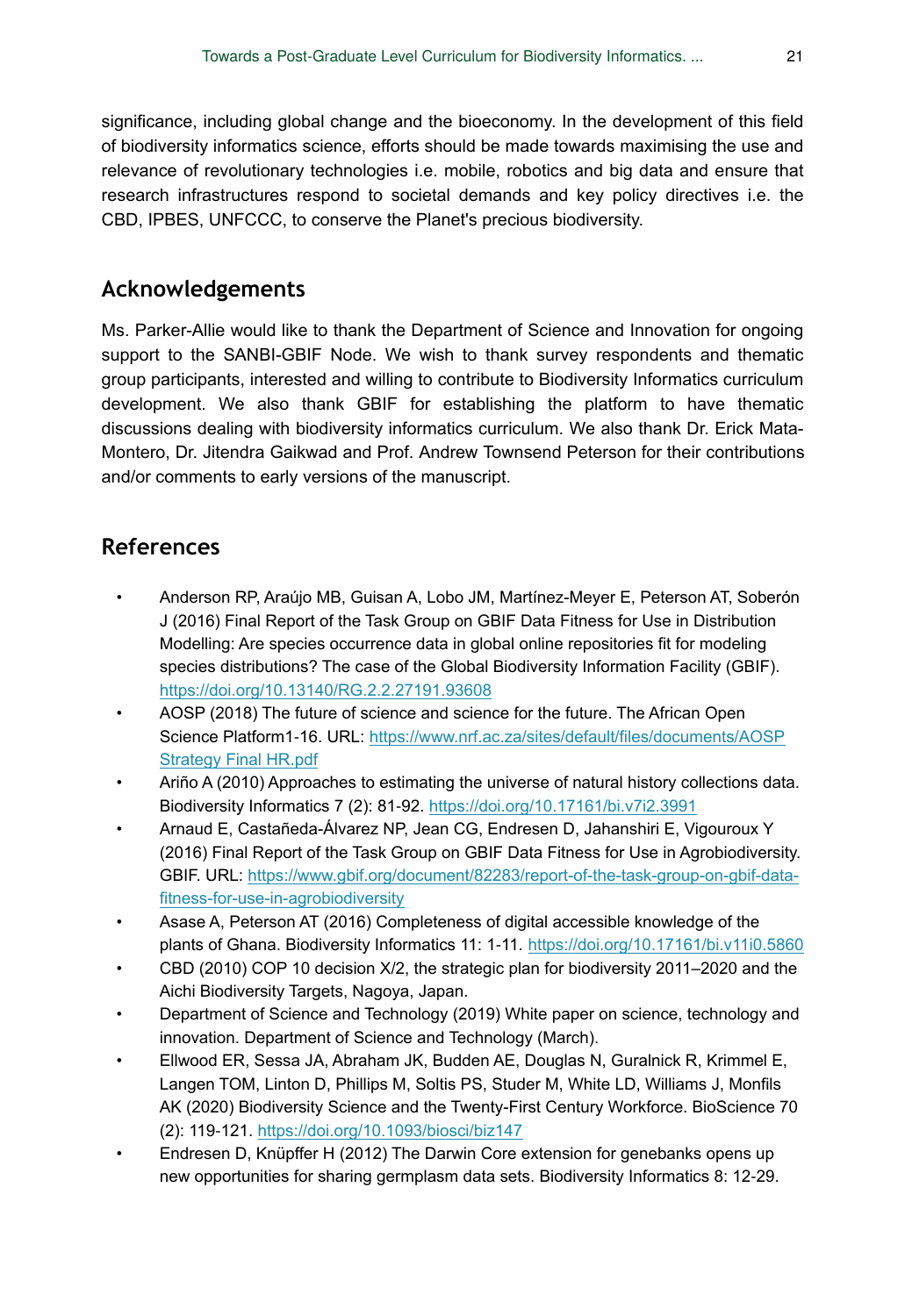significance, including global change and the bioeconomy. In the development of this field of biodiversity informatics science, efforts should be made towards maximising the use and relevance of revolutionary technologies i.e. mobile, robotics and big data and ensure that research infrastructures respond to societal demands and key policy directives i.e. the CBD, IPBES, UNFCCC, to conserve the Planet's precious biodiversity.

## Acknowledgements

Ms. Parker-Allie would like to thank the Department of Science and Innovation for ongoing support to the SANBI-GBIF Node. We wish to thank survey respondents and thematic group participants, interested and willing to contribute to Biodiversity Informatics curriculum development. We also thank GBIF for establishing the platform to have thematic discussions dealing with biodiversity informatics curriculum. We also thank Dr. Erick Mata-Montero, Dr. Jitendra Gaikwad and Prof. Andrew Townsend Peterson for their contributions and/or comments to early versions of the manuscript.

## References

- Anderson RP, Araújo MB, Guisan A, Lobo JM, Martínez-Meyer E, Peterson AT, Soberón J (2016) Final Report of the Task Group on GBIF Data Fitness for Use in Distribution Modelling: Are species occurrence data in global online repositories fit for modeling species distributions? The case of the Global Biodiversity Information Facility (GBIF). https://doi.org/10.13140/RG.2.2.27191.93608
- AOSP (2018) The future of science and science for the future. The African Open Science Platform1-16. URL: https://www.nrf.ac.za/sites/default/files/documents/AOSP Strategy Final HR.pdf
- Ariño A (2010) Approaches to estimating the universe of natural history collections data. Biodiversity Informatics 7 (2): 81-92. https://doi.org/10.17161/bi.v7i2.3991
- Arnaud E, Castañeda-Álvarez NP, Jean CG, Endresen D, Jahanshiri E, Vigouroux Y (2016) Final Report of the Task Group on GBIF Data Fitness for Use in Agrobiodiversity. GBIF. URL: https://www.gbif.org/document/82283/report-of-the-task-group-on-gbif-data-fitness-for-use-in-agrobiodiversity
- Asase A, Peterson AT (2016) Completeness of digital accessible knowledge of the plants of Ghana. Biodiversity Informatics 11: 1-11. https://doi.org/10.17161/bi.v11i0.5860
- CBD (2010) COP 10 decision X/2, the strategic plan for biodiversity 2011–2020 and the Aichi Biodiversity Targets, Nagoya, Japan.
- Department of Science and Technology (2019) White paper on science, technology and innovation. Department of Science and Technology (March).
- Ellwood ER, Sessa JA, Abraham JK, Budden AE, Douglas N, Guralnick R, Krimmel E, Langen TOM, Linton D, Phillips M, Soltis PS, Studer M, White LD, Williams J, Monfils AK (2020) Biodiversity Science and the Twenty-First Century Workforce. BioScience 70 (2): 119-121. https://doi.org/10.1093/biosci/biz147
- Endresen D, Knüpffer H (2012) The Darwin Core extension for genebanks opens up new opportunities for sharing germplasm data sets. Biodiversity Informatics 8: 12-29.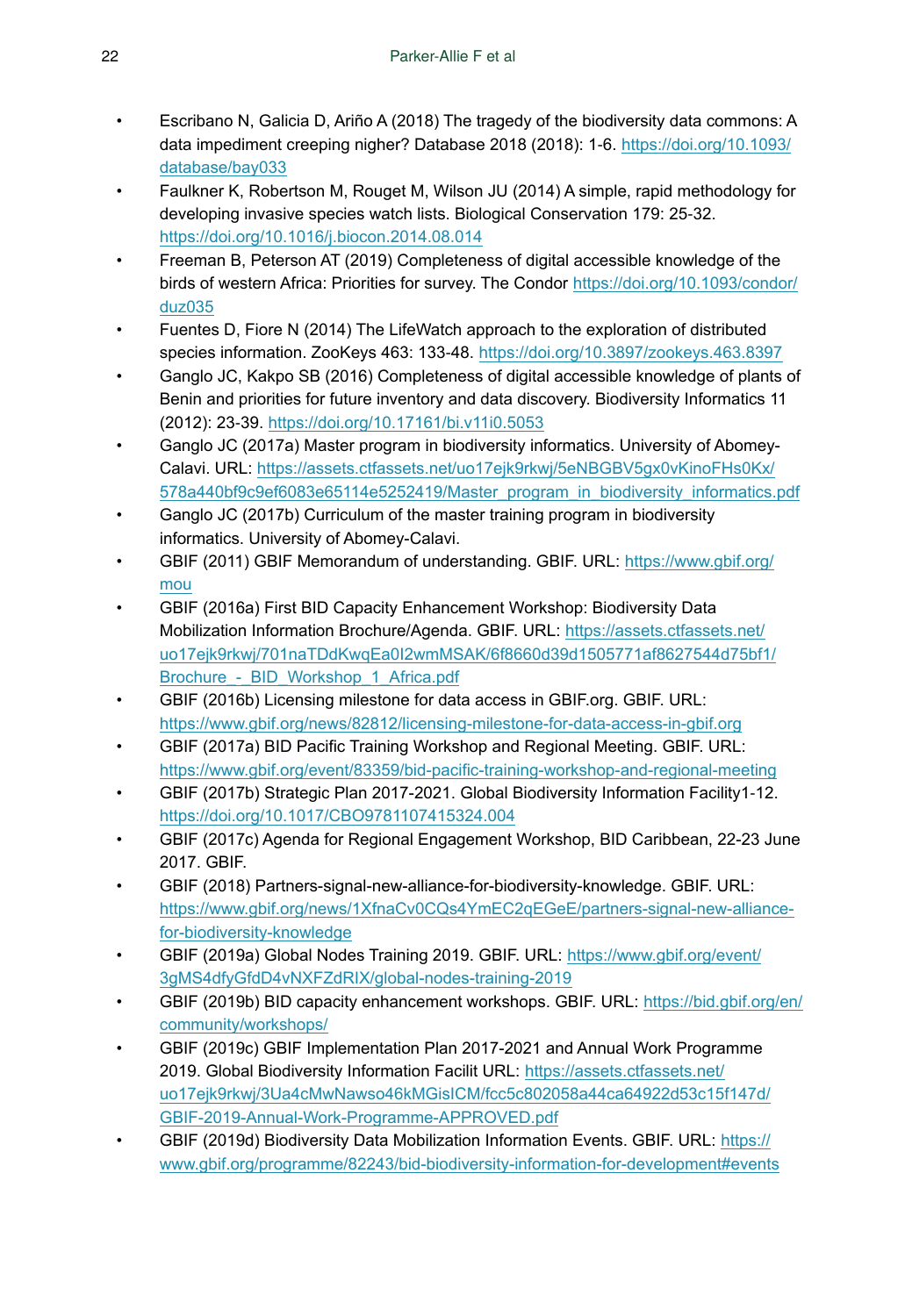- Escribano N, Galicia D, Ariño A (2018) The tragedy of the biodiversity data commons: A data impediment creeping nigher? Database 2018 (2018): 1-6. https://doi.org/10.1093/database/bay033
- Faulkner K, Robertson M, Rouget M, Wilson JU (2014) A simple, rapid methodology for developing invasive species watch lists. Biological Conservation 179: 25-32. https://doi.org/10.1016/j.biocon.2014.08.014
- Freeman B, Peterson AT (2019) Completeness of digital accessible knowledge of the birds of western Africa: Priorities for survey. The Condor https://doi.org/10.1093/condor/duz035
- Fuentes D, Fiore N (2014) The LifeWatch approach to the exploration of distributed species information. ZooKeys 463: 133-48. https://doi.org/10.3897/zookeys.463.8397
- Ganglo JC, Kakpo SB (2016) Completeness of digital accessible knowledge of plants of Benin and priorities for future inventory and data discovery. Biodiversity Informatics 11 (2012): 23-39. https://doi.org/10.17161/bi.v11i0.5053
- Ganglo JC (2017a) Master program in biodiversity informatics. University of Abomey-Calavi. URL: https://assets.ctfassets.net/uo17ejk9rkwj/5eNBGBV5gx0vKinoFHs0Kx/578a440bf9c9ef6083e65114e5252419/Master_program_in_biodiversity_informatics.pdf
- Ganglo JC (2017b) Curriculum of the master training program in biodiversity informatics. University of Abomey-Calavi.
- GBIF (2011) GBIF Memorandum of understanding. GBIF. URL: https://www.gbif.org/mou
- GBIF (2016a) First BID Capacity Enhancement Workshop: Biodiversity Data Mobilization Information Brochure/Agenda. GBIF. URL: https://assets.ctfassets.net/uo17ejk9rkwj/701naTDdKwqEa0I2wmMSAK/6f8660d39d1505771af8627544d75bf1/Brochure_-_BID_Workshop_1_Africa.pdf
- GBIF (2016b) Licensing milestone for data access in GBIF.org. GBIF. URL: https://www.gbif.org/news/82812/licensing-milestone-for-data-access-in-gbif.org
- GBIF (2017a) BID Pacific Training Workshop and Regional Meeting. GBIF. URL: https://www.gbif.org/event/83359/bid-pacific-training-workshop-and-regional-meeting
- GBIF (2017b) Strategic Plan 2017-2021. Global Biodiversity Information Facility1-12. https://doi.org/10.1017/CBO9781107415324.004
- GBIF (2017c) Agenda for Regional Engagement Workshop, BID Caribbean, 22-23 June 2017. GBIF.
- GBIF (2018) Partners-signal-new-alliance-for-biodiversity-knowledge. GBIF. URL: https://www.gbif.org/news/1XfnaCv0CQs4YmEC2qEGeE/partners-signal-new-alliance-for-biodiversity-knowledge
- GBIF (2019a) Global Nodes Training 2019. GBIF. URL: https://www.gbif.org/event/3gMS4dfyGfdD4vNXFZdRIX/global-nodes-training-2019
- GBIF (2019b) BID capacity enhancement workshops. GBIF. URL: https://bid.gbif.org/en/community/workshops/
- GBIF (2019c) GBIF Implementation Plan 2017-2021 and Annual Work Programme 2019. Global Biodiversity Information Facilit URL: https://assets.ctfassets.net/uo17ejk9rkwj/3Ua4cMwNawso46kMGisICM/fcc5c802058a44ca64922d53c15f147d/GBIF-2019-Annual-Work-Programme-APPROVED.pdf
- GBIF (2019d) Biodiversity Data Mobilization Information Events. GBIF. URL: https://www.gbif.org/programme/82243/bid-biodiversity-information-for-development#events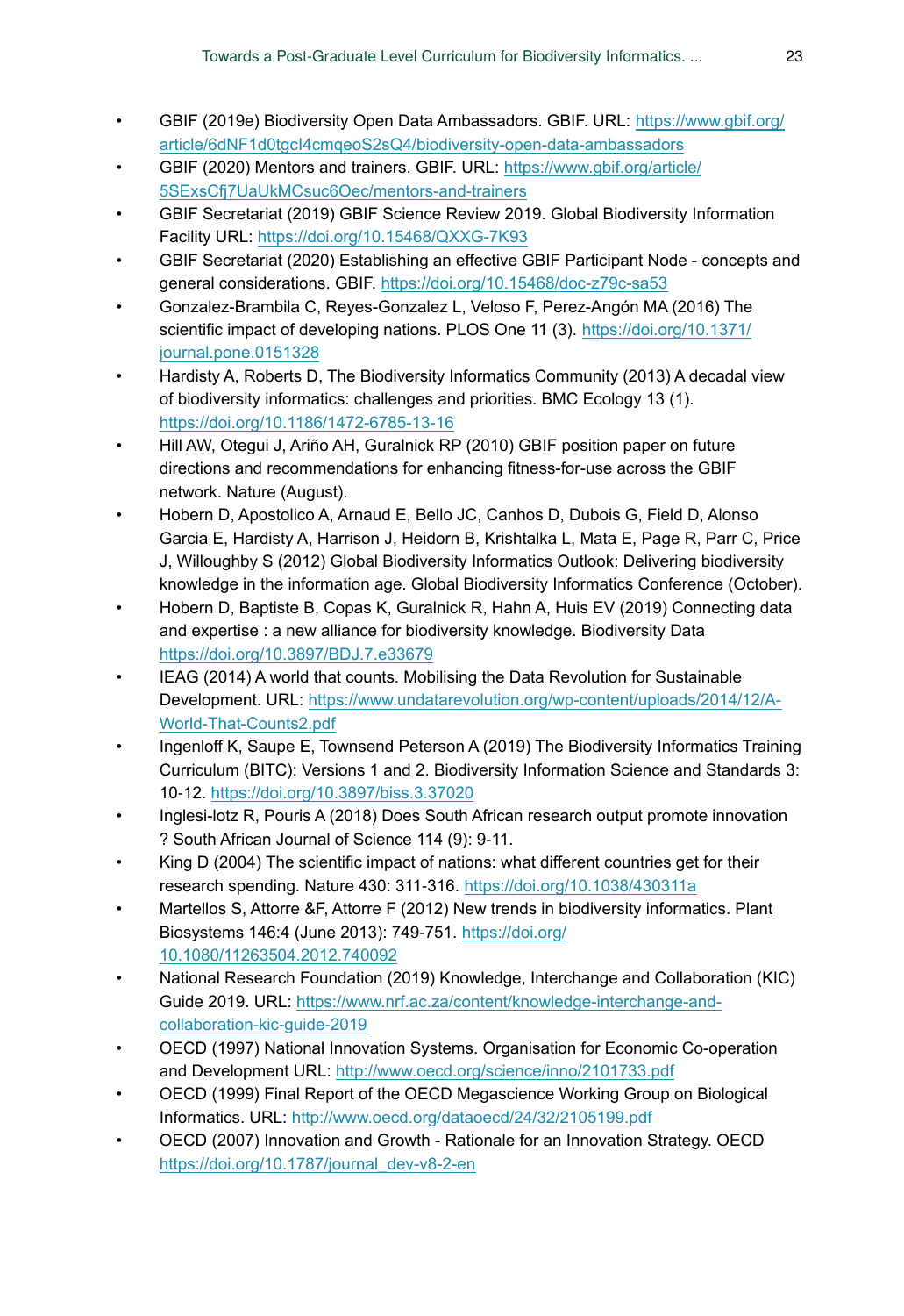- GBIF (2019e) Biodiversity Open Data Ambassadors. GBIF. URL: https://www.gbif.org/article/6dNF1d0tgcI4cmqeoS2sQ4/biodiversity-open-data-ambassadors
- GBIF (2020) Mentors and trainers. GBIF. URL: https://www.gbif.org/article/5SExsCfj7UaUkMCsuc6Oec/mentors-and-trainers
- GBIF Secretariat (2019) GBIF Science Review 2019. Global Biodiversity Information Facility URL: https://doi.org/10.15468/QXXG-7K93
- GBIF Secretariat (2020) Establishing an effective GBIF Participant Node - concepts and general considerations. GBIF. https://doi.org/10.15468/doc-z79c-sa53
- Gonzalez-Brambila C, Reyes-Gonzalez L, Veloso F, Perez-Angón MA (2016) The scientific impact of developing nations. PLOS One 11 (3). https://doi.org/10.1371/journal.pone.0151328
- Hardisty A, Roberts D, The Biodiversity Informatics Community (2013) A decadal view of biodiversity informatics: challenges and priorities. BMC Ecology 13 (1). https://doi.org/10.1186/1472-6785-13-16
- Hill AW, Otegui J, Ariño AH, Guralnick RP (2010) GBIF position paper on future directions and recommendations for enhancing fitness-for-use across the GBIF network. Nature (August).
- Hobern D, Apostolico A, Arnaud E, Bello JC, Canhos D, Dubois G, Field D, Alonso Garcia E, Hardisty A, Harrison J, Heidorn B, Krishtalka L, Mata E, Page R, Parr C, Price J, Willoughby S (2012) Global Biodiversity Informatics Outlook: Delivering biodiversity knowledge in the information age. Global Biodiversity Informatics Conference (October).
- Hobern D, Baptiste B, Copas K, Guralnick R, Hahn A, Huis EV (2019) Connecting data and expertise : a new alliance for biodiversity knowledge. Biodiversity Data https://doi.org/10.3897/BDJ.7.e33679
- IEAG (2014) A world that counts. Mobilising the Data Revolution for Sustainable Development. URL: https://www.undatarevolution.org/wp-content/uploads/2014/12/A-World-That-Counts2.pdf
- Ingenloff K, Saupe E, Townsend Peterson A (2019) The Biodiversity Informatics Training Curriculum (BITC): Versions 1 and 2. Biodiversity Information Science and Standards 3: 10-12. https://doi.org/10.3897/biss.3.37020
- Inglesi-lotz R, Pouris A (2018) Does South African research output promote innovation ? South African Journal of Science 114 (9): 9-11.
- King D (2004) The scientific impact of nations: what different countries get for their research spending. Nature 430: 311-316. https://doi.org/10.1038/430311a
- Martellos S, Attorre &F, Attorre F (2012) New trends in biodiversity informatics. Plant Biosystems 146:4 (June 2013): 749-751. https://doi.org/10.1080/11263504.2012.740092
- National Research Foundation (2019) Knowledge, Interchange and Collaboration (KIC) Guide 2019. URL: https://www.nrf.ac.za/content/knowledge-interchange-and-collaboration-kic-guide-2019
- OECD (1997) National Innovation Systems. Organisation for Economic Co-operation and Development URL: http://www.oecd.org/science/inno/2101733.pdf
- OECD (1999) Final Report of the OECD Megascience Working Group on Biological Informatics. URL: http://www.oecd.org/dataoecd/24/32/2105199.pdf
- OECD (2007) Innovation and Growth - Rationale for an Innovation Strategy. OECD https://doi.org/10.1787/journal_dev-v8-2-en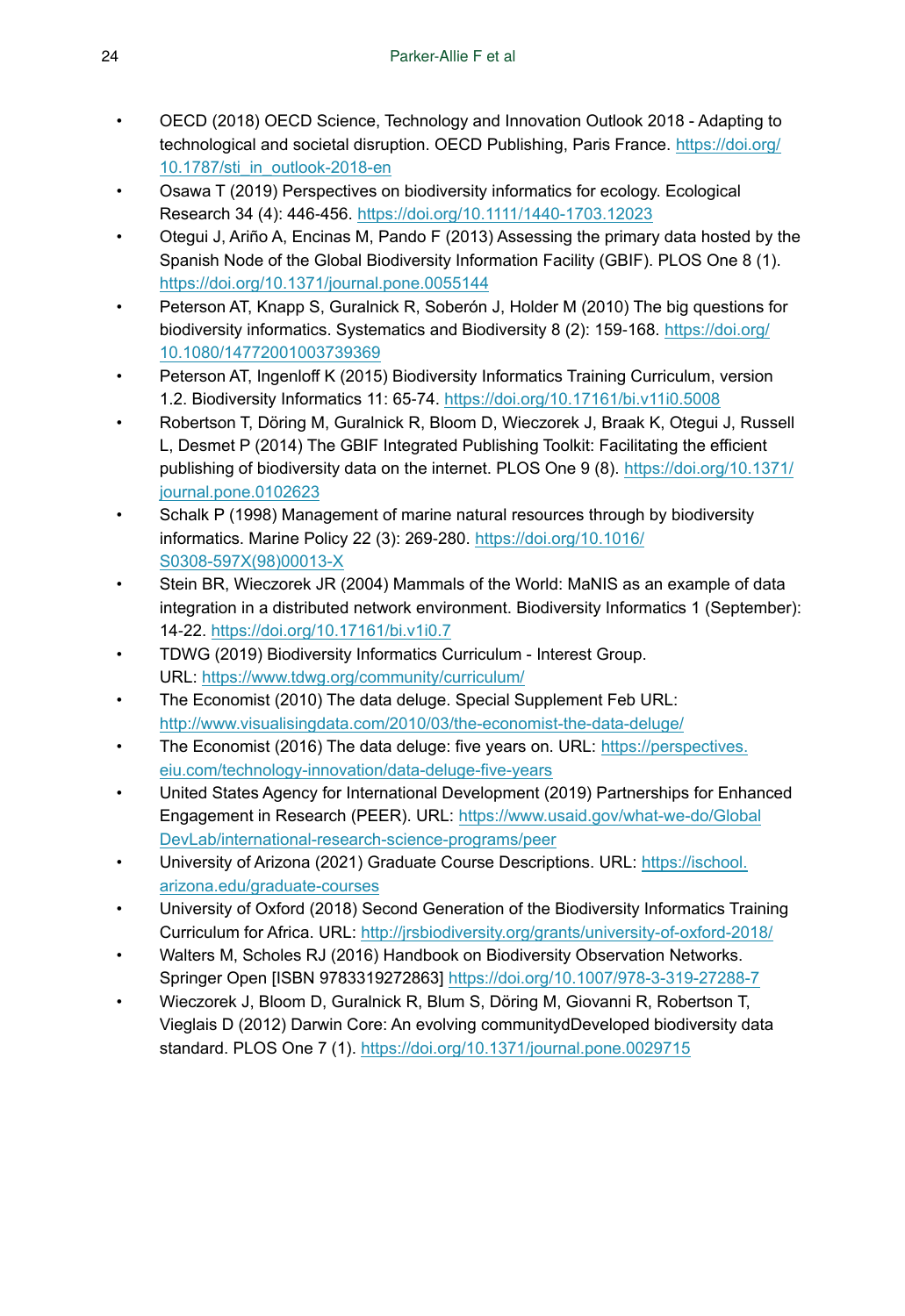- OECD (2018) OECD Science, Technology and Innovation Outlook 2018 - Adapting to technological and societal disruption. OECD Publishing, Paris France. https://doi.org/10.1787/sti_in_outlook-2018-en
- Osawa T (2019) Perspectives on biodiversity informatics for ecology. Ecological Research 34 (4): 446‑456. https://doi.org/10.1111/1440-1703.12023
- Otegui J, Ariño A, Encinas M, Pando F (2013) Assessing the primary data hosted by the Spanish Node of the Global Biodiversity Information Facility (GBIF). PLOS One 8 (1). https://doi.org/10.1371/journal.pone.0055144
- Peterson AT, Knapp S, Guralnick R, Soberón J, Holder M (2010) The big questions for biodiversity informatics. Systematics and Biodiversity 8 (2): 159‑168. https://doi.org/10.1080/14772001003739369
- Peterson AT, Ingenloff K (2015) Biodiversity Informatics Training Curriculum, version 1.2. Biodiversity Informatics 11: 65‑74. https://doi.org/10.17161/bi.v11i0.5008
- Robertson T, Döring M, Guralnick R, Bloom D, Wieczorek J, Braak K, Otegui J, Russell L, Desmet P (2014) The GBIF Integrated Publishing Toolkit: Facilitating the efficient publishing of biodiversity data on the internet. PLOS One 9 (8). https://doi.org/10.1371/journal.pone.0102623
- Schalk P (1998) Management of marine natural resources through by biodiversity informatics. Marine Policy 22 (3): 269‑280. https://doi.org/10.1016/S0308-597X(98)00013-X
- Stein BR, Wieczorek JR (2004) Mammals of the World: MaNIS as an example of data integration in a distributed network environment. Biodiversity Informatics 1 (September): 14‑22. https://doi.org/10.17161/bi.v1i0.7
- TDWG (2019) Biodiversity Informatics Curriculum - Interest Group. URL: https://www.tdwg.org/community/curriculum/
- The Economist (2010) The data deluge. Special Supplement Feb URL: http://www.visualisingdata.com/2010/03/the-economist-the-data-deluge/
- The Economist (2016) The data deluge: five years on. URL: https://perspectives.eiu.com/technology-innovation/data-deluge-five-years
- United States Agency for International Development (2019) Partnerships for Enhanced Engagement in Research (PEER). URL: https://www.usaid.gov/what-we-do/GlobalDevLab/international-research-science-programs/peer
- University of Arizona (2021) Graduate Course Descriptions. URL: https://ischool.arizona.edu/graduate-courses
- University of Oxford (2018) Second Generation of the Biodiversity Informatics Training Curriculum for Africa. URL: http://jrsbiodiversity.org/grants/university-of-oxford-2018/
- Walters M, Scholes RJ (2016) Handbook on Biodiversity Observation Networks. Springer Open [ISBN 9783319272863] https://doi.org/10.1007/978-3-319-27288-7
- Wieczorek J, Bloom D, Guralnick R, Blum S, Döring M, Giovanni R, Robertson T, Vieglais D (2012) Darwin Core: An evolving communitydDeveloped biodiversity data standard. PLOS One 7 (1). https://doi.org/10.1371/journal.pone.0029715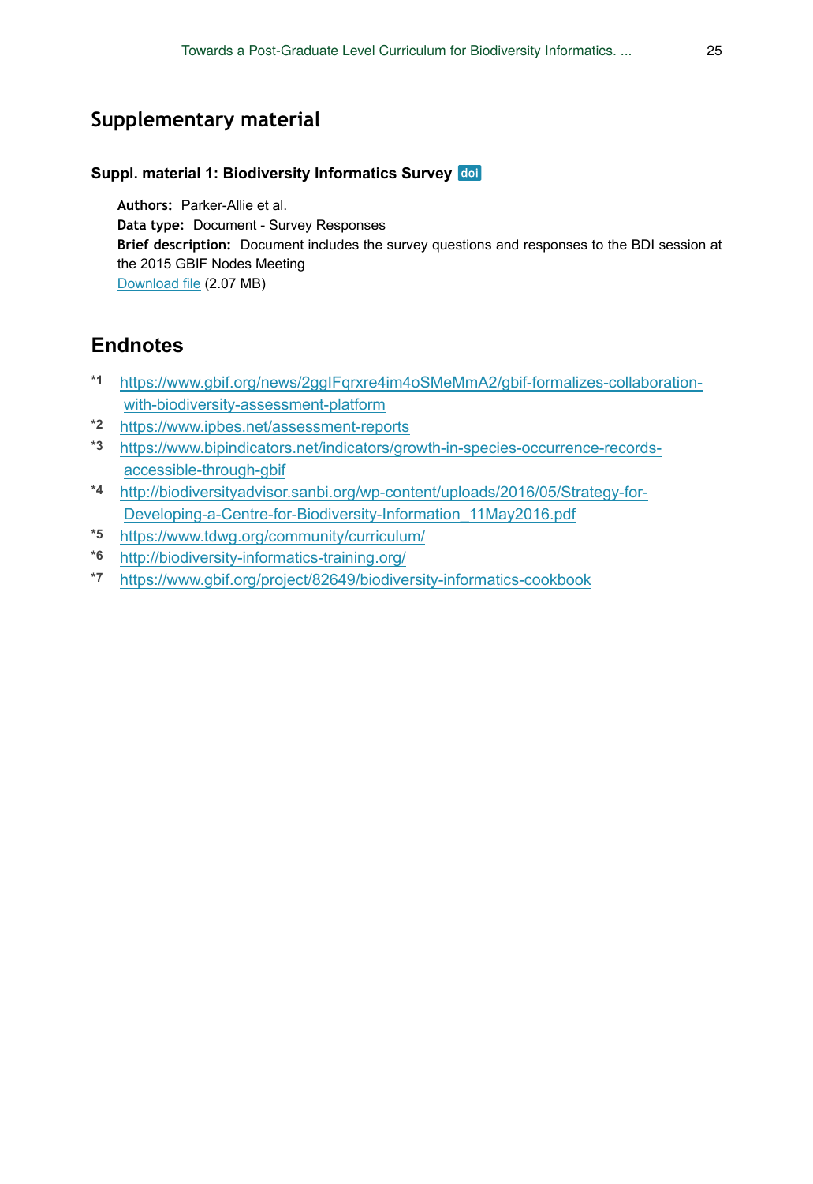## Supplementary material

### Suppl. material 1: Biodiversity Informatics Survey doi

**Authors:** Parker-Allie et al.
**Data type:** Document - Survey Responses
**Brief description:** Document includes the survey questions and responses to the BDI session at the 2015 GBIF Nodes Meeting
Download file (2.07 MB)

## Endnotes

*1 https://www.gbif.org/news/2ggIFqrxre4im4oSMeMmA2/gbif-formalizes-collaboration-with-biodiversity-assessment-platform
*2 https://www.ipbes.net/assessment-reports
*3 https://www.bipindicators.net/indicators/growth-in-species-occurrence-records-accessible-through-gbif
*4 http://biodiversityadvisor.sanbi.org/wp-content/uploads/2016/05/Strategy-for-Developing-a-Centre-for-Biodiversity-Information_11May2016.pdf
*5 https://www.tdwg.org/community/curriculum/
*6 http://biodiversity-informatics-training.org/
*7 https://www.gbif.org/project/82649/biodiversity-informatics-cookbook